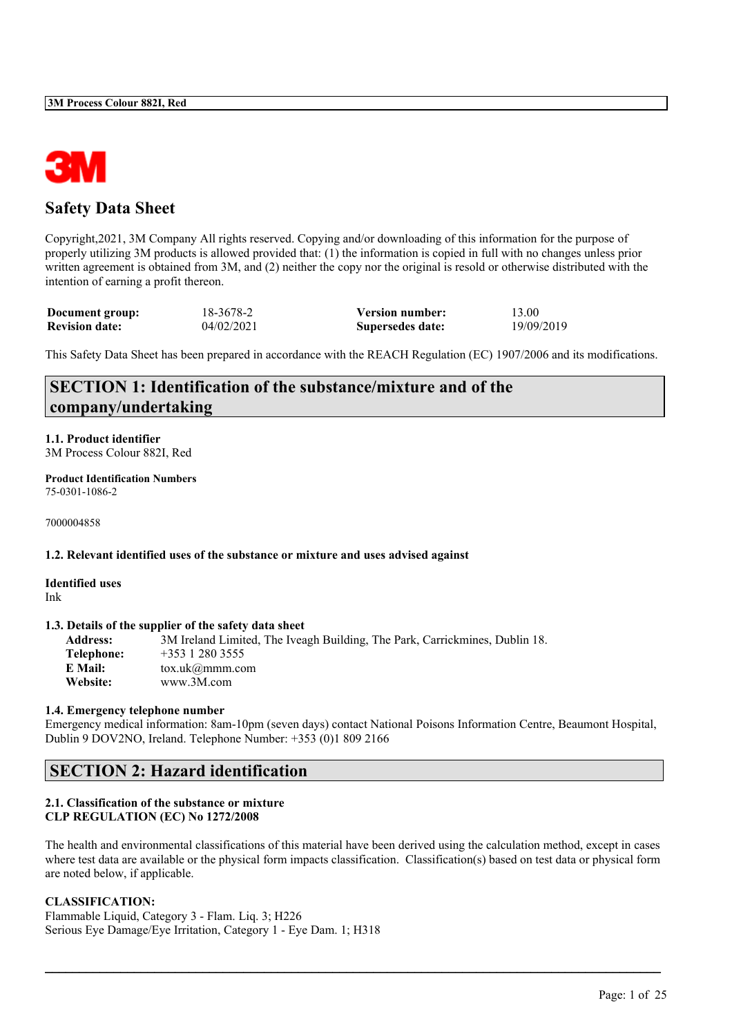# Safety Data Sheet

Copyright,2021, 3M Company All rights reserved. Copying and/or downloading of this information for the purpose of properly utilizing 3M products is allowed provided that: (1) the information is copied in full with no changes unless prior written agreement is obtained from 3M, and (2) neither the copy nor the original is resold or otherwise distributed with the intention of earning a profit thereon.

| | | | |
|---|---|---|---|
| **Document group:** | 18-3678-2 | **Version number:** | 13.00 |
| **Revision date:** | 04/02/2021 | **Supersedes date:** | 19/09/2019 |

This Safety Data Sheet has been prepared in accordance with the REACH Regulation (EC) 1907/2006 and its modifications.

## SECTION 1: Identification of the substance/mixture and of the company/undertaking

**1.1. Product identifier**
3M Process Colour 882I, Red

**Product Identification Numbers**
75-0301-1086-2

7000004858

**1.2. Relevant identified uses of the substance or mixture and uses advised against**

**Identified uses**
Ink

**1.3. Details of the supplier of the safety data sheet**

| | |
|---|---|
| **Address:** | 3M Ireland Limited, The Iveagh Building, The Park, Carrickmines, Dublin 18. |
| **Telephone:** | +353 1 280 3555 |
| **E Mail:** | tox.uk@mmm.com |
| **Website:** | www.3M.com |

**1.4. Emergency telephone number**
Emergency medical information: 8am-10pm (seven days) contact National Poisons Information Centre, Beaumont Hospital, Dublin 9 DOV2NO, Ireland. Telephone Number: +353 (0)1 809 2166

## SECTION 2: Hazard identification

**2.1. Classification of the substance or mixture**
**CLP REGULATION (EC) No 1272/2008**

The health and environmental classifications of this material have been derived using the calculation method, except in cases where test data are available or the physical form impacts classification. Classification(s) based on test data or physical form are noted below, if applicable.

**CLASSIFICATION:**
Flammable Liquid, Category 3 - Flam. Liq. 3; H226
Serious Eye Damage/Eye Irritation, Category 1 - Eye Dam. 1; H318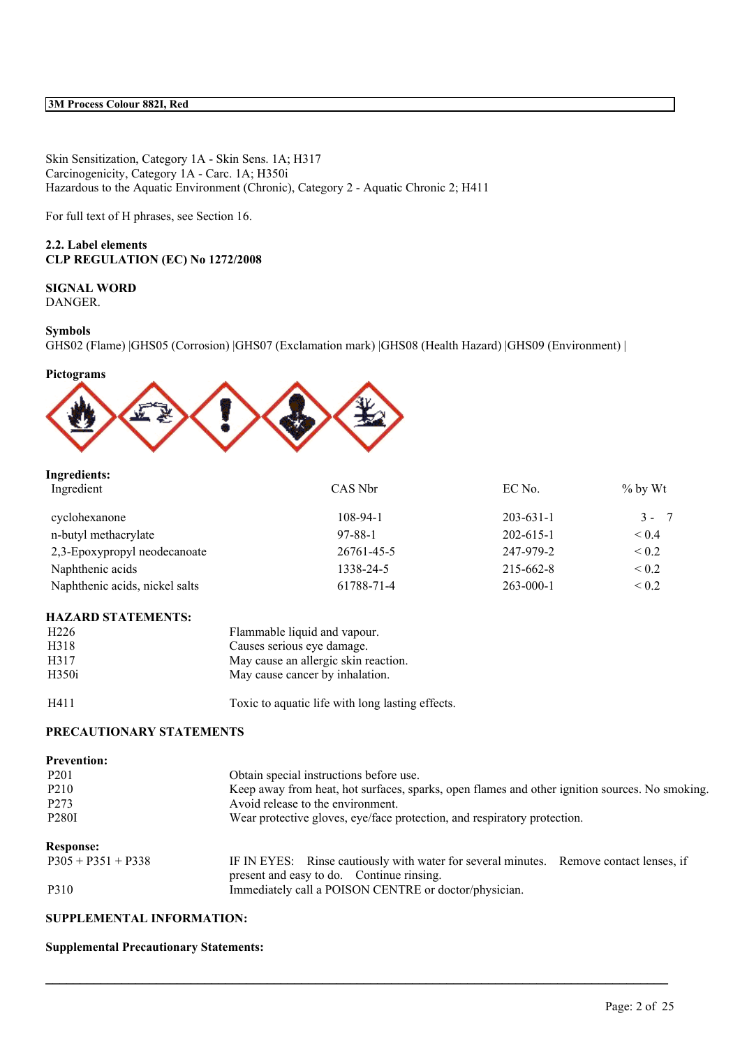Skin Sensitization, Category 1A - Skin Sens. 1A; H317
Carcinogenicity, Category 1A - Carc. 1A; H350i
Hazardous to the Aquatic Environment (Chronic), Category 2 - Aquatic Chronic 2; H411

For full text of H phrases, see Section 16.

**2.2. Label elements**
**CLP REGULATION (EC) No 1272/2008**

**SIGNAL WORD**
DANGER.

**Symbols**
GHS02 (Flame) |GHS05 (Corrosion) |GHS07 (Exclamation mark) |GHS08 (Health Hazard) |GHS09 (Environment) |

**Pictograms**

**Ingredients:**

| Ingredient | CAS Nbr | EC No. | % by Wt |
|---|---|---|---|
| cyclohexanone | 108-94-1 | 203-631-1 | 3 - 7 |
| n-butyl methacrylate | 97-88-1 | 202-615-1 | < 0.4 |
| 2,3-Epoxypropyl neodecanoate | 26761-45-5 | 247-979-2 | < 0.2 |
| Naphthenic acids | 1338-24-5 | 215-662-8 | < 0.2 |
| Naphthenic acids, nickel salts | 61788-71-4 | 263-000-1 | < 0.2 |

**HAZARD STATEMENTS:**

| | |
|---|---|
| H226 | Flammable liquid and vapour. |
| H318 | Causes serious eye damage. |
| H317 | May cause an allergic skin reaction. |
| H350i | May cause cancer by inhalation. |
| H411 | Toxic to aquatic life with long lasting effects. |

**PRECAUTIONARY STATEMENTS**

**Prevention:**

| | |
|---|---|
| P201 | Obtain special instructions before use. |
| P210 | Keep away from heat, hot surfaces, sparks, open flames and other ignition sources. No smoking. |
| P273 | Avoid release to the environment. |
| P280I | Wear protective gloves, eye/face protection, and respiratory protection. |

**Response:**

| | |
|---|---|
| P305 + P351 + P338 | IF IN EYES: Rinse cautiously with water for several minutes. Remove contact lenses, if present and easy to do. Continue rinsing. |
| P310 | Immediately call a POISON CENTRE or doctor/physician. |

**SUPPLEMENTAL INFORMATION:**

**Supplemental Precautionary Statements:**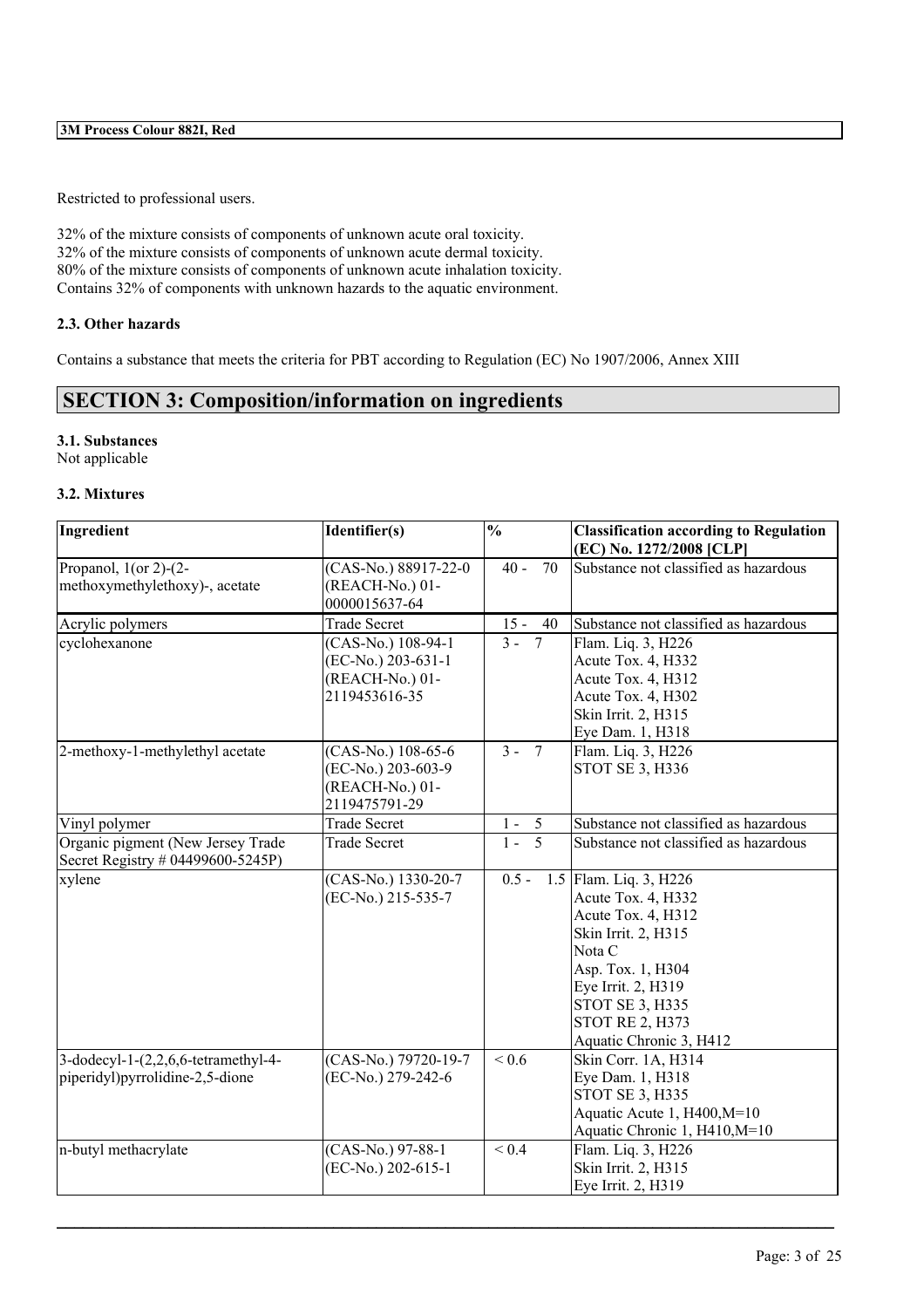Restricted to professional users.

32% of the mixture consists of components of unknown acute oral toxicity.
32% of the mixture consists of components of unknown acute dermal toxicity.
80% of the mixture consists of components of unknown acute inhalation toxicity.
Contains 32% of components with unknown hazards to the aquatic environment.

### 2.3. Other hazards

Contains a substance that meets the criteria for PBT according to Regulation (EC) No 1907/2006, Annex XIII

## SECTION 3: Composition/information on ingredients

### 3.1. Substances

Not applicable

### 3.2. Mixtures

| Ingredient | Identifier(s) | % | Classification according to Regulation (EC) No. 1272/2008 [CLP] |
|---|---|---|---|
| Propanol, 1(or 2)-(2-methoxymethylethoxy)-, acetate | (CAS-No.) 88917-22-0<br>(REACH-No.) 01-0000015637-64 | 40 - 70 | Substance not classified as hazardous |
| Acrylic polymers | Trade Secret | 15 - 40 | Substance not classified as hazardous |
| cyclohexanone | (CAS-No.) 108-94-1<br>(EC-No.) 203-631-1<br>(REACH-No.) 01-2119453616-35 | 3 - 7 | Flam. Liq. 3, H226<br>Acute Tox. 4, H332<br>Acute Tox. 4, H312<br>Acute Tox. 4, H302<br>Skin Irrit. 2, H315<br>Eye Dam. 1, H318 |
| 2-methoxy-1-methylethyl acetate | (CAS-No.) 108-65-6<br>(EC-No.) 203-603-9<br>(REACH-No.) 01-2119475791-29 | 3 - 7 | Flam. Liq. 3, H226<br>STOT SE 3, H336 |
| Vinyl polymer | Trade Secret | 1 - 5 | Substance not classified as hazardous |
| Organic pigment (New Jersey Trade Secret Registry # 04499600-5245P) | Trade Secret | 1 - 5 | Substance not classified as hazardous |
| xylene | (CAS-No.) 1330-20-7<br>(EC-No.) 215-535-7 | 0.5 - 1.5 | Flam. Liq. 3, H226<br>Acute Tox. 4, H332<br>Acute Tox. 4, H312<br>Skin Irrit. 2, H315<br>Nota C<br>Asp. Tox. 1, H304<br>Eye Irrit. 2, H319<br>STOT SE 3, H335<br>STOT RE 2, H373<br>Aquatic Chronic 3, H412 |
| 3-dodecyl-1-(2,2,6,6-tetramethyl-4-piperidyl)pyrrolidine-2,5-dione | (CAS-No.) 79720-19-7<br>(EC-No.) 279-242-6 | < 0.6 | Skin Corr. 1A, H314<br>Eye Dam. 1, H318<br>STOT SE 3, H335<br>Aquatic Acute 1, H400,M=10<br>Aquatic Chronic 1, H410,M=10 |
| n-butyl methacrylate | (CAS-No.) 97-88-1<br>(EC-No.) 202-615-1 | < 0.4 | Flam. Liq. 3, H226<br>Skin Irrit. 2, H315<br>Eye Irrit. 2, H319 |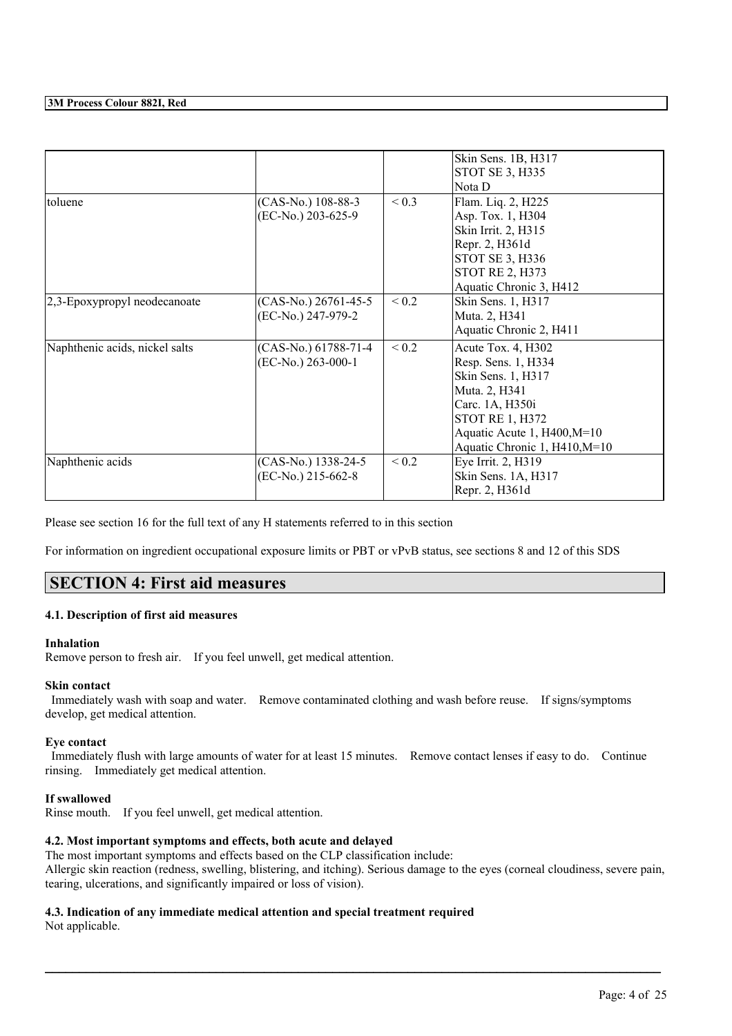| | | | |
|---|---|---|---|
| | | | Skin Sens. 1B, H317<br>STOT SE 3, H335<br>Nota D |
| toluene | (CAS-No.) 108-88-3<br>(EC-No.) 203-625-9 | < 0.3 | Flam. Liq. 2, H225<br>Asp. Tox. 1, H304<br>Skin Irrit. 2, H315<br>Repr. 2, H361d<br>STOT SE 3, H336<br>STOT RE 2, H373<br>Aquatic Chronic 3, H412 |
| 2,3-Epoxypropyl neodecanoate | (CAS-No.) 26761-45-5<br>(EC-No.) 247-979-2 | < 0.2 | Skin Sens. 1, H317<br>Muta. 2, H341<br>Aquatic Chronic 2, H411 |
| Naphthenic acids, nickel salts | (CAS-No.) 61788-71-4<br>(EC-No.) 263-000-1 | < 0.2 | Acute Tox. 4, H302<br>Resp. Sens. 1, H334<br>Skin Sens. 1, H317<br>Muta. 2, H341<br>Carc. 1A, H350i<br>STOT RE 1, H372<br>Aquatic Acute 1, H400,M=10<br>Aquatic Chronic 1, H410,M=10 |
| Naphthenic acids | (CAS-No.) 1338-24-5<br>(EC-No.) 215-662-8 | < 0.2 | Eye Irrit. 2, H319<br>Skin Sens. 1A, H317<br>Repr. 2, H361d |

Please see section 16 for the full text of any H statements referred to in this section

For information on ingredient occupational exposure limits or PBT or vPvB status, see sections 8 and 12 of this SDS

## SECTION 4: First aid measures

### 4.1. Description of first aid measures

**Inhalation**

Remove person to fresh air. If you feel unwell, get medical attention.

**Skin contact**

Immediately wash with soap and water. Remove contaminated clothing and wash before reuse. If signs/symptoms develop, get medical attention.

**Eye contact**

Immediately flush with large amounts of water for at least 15 minutes. Remove contact lenses if easy to do. Continue rinsing. Immediately get medical attention.

**If swallowed**

Rinse mouth. If you feel unwell, get medical attention.

### 4.2. Most important symptoms and effects, both acute and delayed

The most important symptoms and effects based on the CLP classification include:
Allergic skin reaction (redness, swelling, blistering, and itching). Serious damage to the eyes (corneal cloudiness, severe pain, tearing, ulcerations, and significantly impaired or loss of vision).

### 4.3. Indication of any immediate medical attention and special treatment required

Not applicable.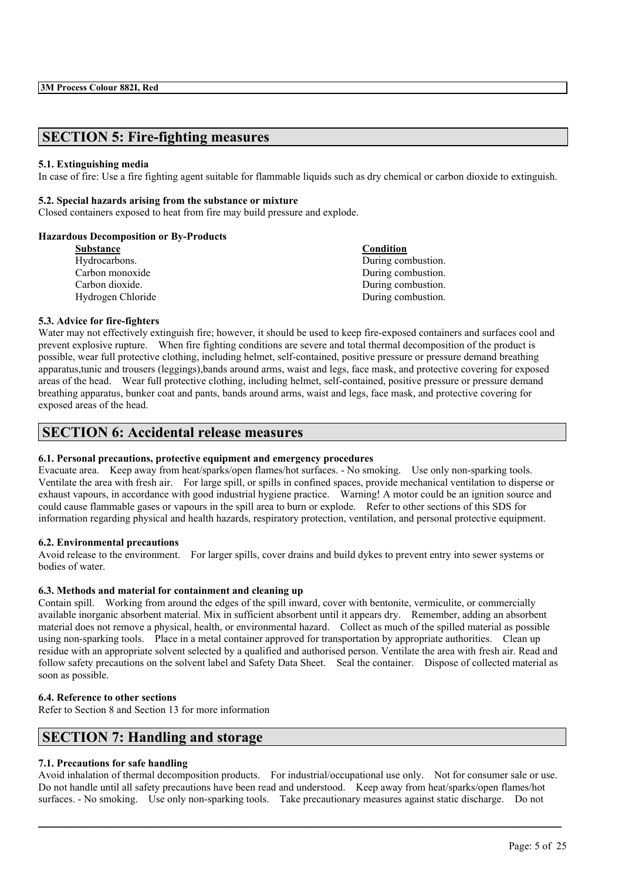## SECTION 5: Fire-fighting measures

### 5.1. Extinguishing media

In case of fire: Use a fire fighting agent suitable for flammable liquids such as dry chemical or carbon dioxide to extinguish.

### 5.2. Special hazards arising from the substance or mixture

Closed containers exposed to heat from fire may build pressure and explode.

**Hazardous Decomposition or By-Products**

| Substance | Condition |
| --- | --- |
| Hydrocarbons. | During combustion. |
| Carbon monoxide | During combustion. |
| Carbon dioxide. | During combustion. |
| Hydrogen Chloride | During combustion. |

### 5.3. Advice for fire-fighters

Water may not effectively extinguish fire; however, it should be used to keep fire-exposed containers and surfaces cool and prevent explosive rupture. When fire fighting conditions are severe and total thermal decomposition of the product is possible, wear full protective clothing, including helmet, self-contained, positive pressure or pressure demand breathing apparatus,tunic and trousers (leggings),bands around arms, waist and legs, face mask, and protective covering for exposed areas of the head. Wear full protective clothing, including helmet, self-contained, positive pressure or pressure demand breathing apparatus, bunker coat and pants, bands around arms, waist and legs, face mask, and protective covering for exposed areas of the head.

## SECTION 6: Accidental release measures

### 6.1. Personal precautions, protective equipment and emergency procedures

Evacuate area. Keep away from heat/sparks/open flames/hot surfaces. - No smoking. Use only non-sparking tools. Ventilate the area with fresh air. For large spill, or spills in confined spaces, provide mechanical ventilation to disperse or exhaust vapours, in accordance with good industrial hygiene practice. Warning! A motor could be an ignition source and could cause flammable gases or vapours in the spill area to burn or explode. Refer to other sections of this SDS for information regarding physical and health hazards, respiratory protection, ventilation, and personal protective equipment.

### 6.2. Environmental precautions

Avoid release to the environment. For larger spills, cover drains and build dykes to prevent entry into sewer systems or bodies of water.

### 6.3. Methods and material for containment and cleaning up

Contain spill. Working from around the edges of the spill inward, cover with bentonite, vermiculite, or commercially available inorganic absorbent material. Mix in sufficient absorbent until it appears dry. Remember, adding an absorbent material does not remove a physical, health, or environmental hazard. Collect as much of the spilled material as possible using non-sparking tools. Place in a metal container approved for transportation by appropriate authorities. Clean up residue with an appropriate solvent selected by a qualified and authorised person. Ventilate the area with fresh air. Read and follow safety precautions on the solvent label and Safety Data Sheet. Seal the container. Dispose of collected material as soon as possible.

### 6.4. Reference to other sections

Refer to Section 8 and Section 13 for more information

## SECTION 7: Handling and storage

### 7.1. Precautions for safe handling

Avoid inhalation of thermal decomposition products. For industrial/occupational use only. Not for consumer sale or use. Do not handle until all safety precautions have been read and understood. Keep away from heat/sparks/open flames/hot surfaces. - No smoking. Use only non-sparking tools. Take precautionary measures against static discharge. Do not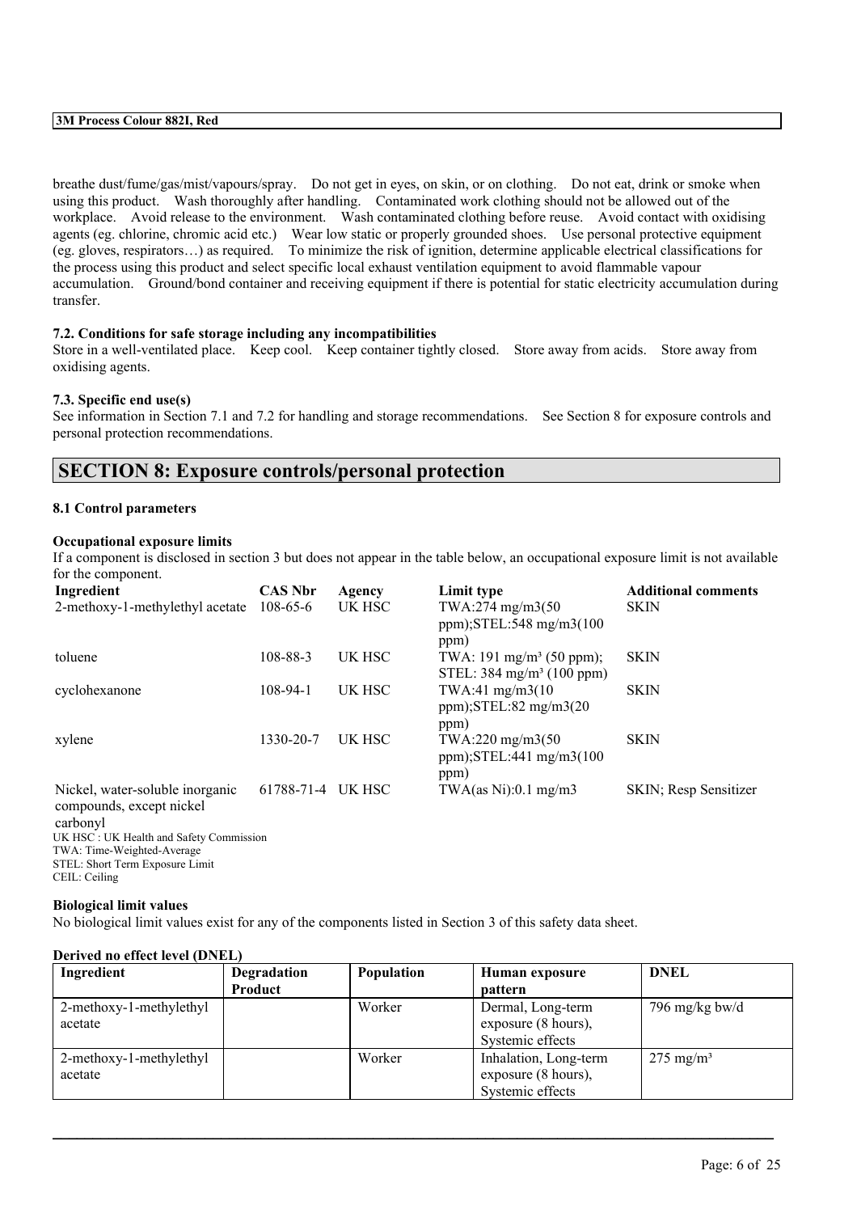breathe dust/fume/gas/mist/vapours/spray. Do not get in eyes, on skin, or on clothing. Do not eat, drink or smoke when using this product. Wash thoroughly after handling. Contaminated work clothing should not be allowed out of the workplace. Avoid release to the environment. Wash contaminated clothing before reuse. Avoid contact with oxidising agents (eg. chlorine, chromic acid etc.) Wear low static or properly grounded shoes. Use personal protective equipment (eg. gloves, respirators…) as required. To minimize the risk of ignition, determine applicable electrical classifications for the process using this product and select specific local exhaust ventilation equipment to avoid flammable vapour accumulation. Ground/bond container and receiving equipment if there is potential for static electricity accumulation during transfer.

### 7.2. Conditions for safe storage including any incompatibilities

Store in a well-ventilated place. Keep cool. Keep container tightly closed. Store away from acids. Store away from oxidising agents.

### 7.3. Specific end use(s)

See information in Section 7.1 and 7.2 for handling and storage recommendations. See Section 8 for exposure controls and personal protection recommendations.

## SECTION 8: Exposure controls/personal protection

### 8.1 Control parameters

**Occupational exposure limits**

If a component is disclosed in section 3 but does not appear in the table below, an occupational exposure limit is not available for the component.

| Ingredient | CAS Nbr | Agency | Limit type | Additional comments |
|---|---|---|---|---|
| 2-methoxy-1-methylethyl acetate | 108-65-6 | UK HSC | TWA:274 mg/m3(50 ppm);STEL:548 mg/m3(100 ppm) | SKIN |
| toluene | 108-88-3 | UK HSC | TWA: 191 mg/m³ (50 ppm); STEL: 384 mg/m³ (100 ppm) | SKIN |
| cyclohexanone | 108-94-1 | UK HSC | TWA:41 mg/m3(10 ppm);STEL:82 mg/m3(20 ppm) | SKIN |
| xylene | 1330-20-7 | UK HSC | TWA:220 mg/m3(50 ppm);STEL:441 mg/m3(100 ppm) | SKIN |
| Nickel, water-soluble inorganic compounds, except nickel carbonyl | 61788-71-4 | UK HSC | TWA(as Ni):0.1 mg/m3 | SKIN; Resp Sensitizer |

UK HSC : UK Health and Safety Commission
TWA: Time-Weighted-Average
STEL: Short Term Exposure Limit
CEIL: Ceiling

**Biological limit values**

No biological limit values exist for any of the components listed in Section 3 of this safety data sheet.

**Derived no effect level (DNEL)**

| Ingredient | Degradation Product | Population | Human exposure pattern | DNEL |
|---|---|---|---|---|
| 2-methoxy-1-methylethyl acetate | | Worker | Dermal, Long-term exposure (8 hours), Systemic effects | 796 mg/kg bw/d |
| 2-methoxy-1-methylethyl acetate | | Worker | Inhalation, Long-term exposure (8 hours), Systemic effects | 275 mg/m³ |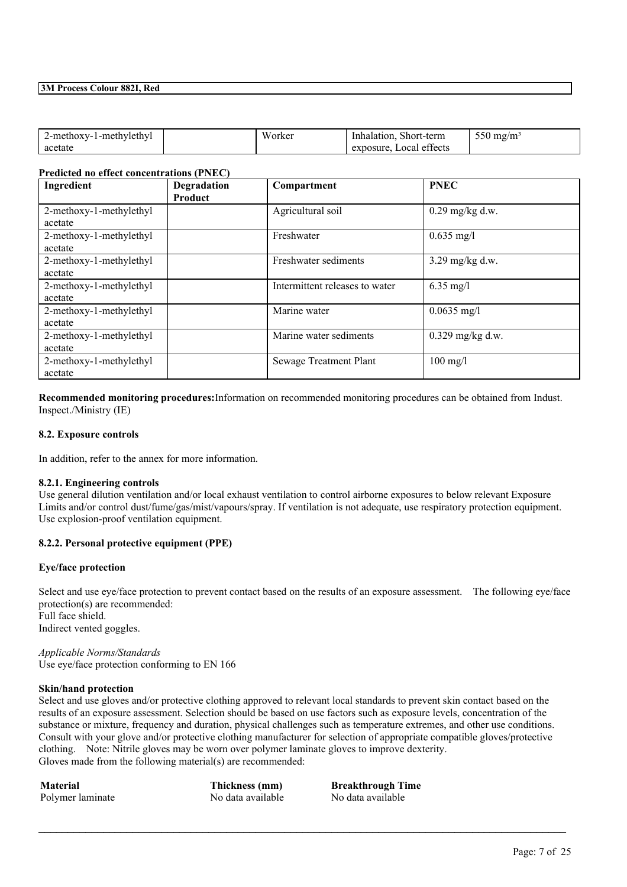| 2-methoxy-1-methylethyl acetate | | Worker | Inhalation, Short-term exposure, Local effects | 550 mg/m³ |
|---|---|---|---|---|

**Predicted no effect concentrations (PNEC)**

| Ingredient | Degradation Product | Compartment | PNEC |
|---|---|---|---|
| 2-methoxy-1-methylethyl acetate | | Agricultural soil | 0.29 mg/kg d.w. |
| 2-methoxy-1-methylethyl acetate | | Freshwater | 0.635 mg/l |
| 2-methoxy-1-methylethyl acetate | | Freshwater sediments | 3.29 mg/kg d.w. |
| 2-methoxy-1-methylethyl acetate | | Intermittent releases to water | 6.35 mg/l |
| 2-methoxy-1-methylethyl acetate | | Marine water | 0.0635 mg/l |
| 2-methoxy-1-methylethyl acetate | | Marine water sediments | 0.329 mg/kg d.w. |
| 2-methoxy-1-methylethyl acetate | | Sewage Treatment Plant | 100 mg/l |

**Recommended monitoring procedures:**Information on recommended monitoring procedures can be obtained from Indust. Inspect./Ministry (IE)

### 8.2. Exposure controls

In addition, refer to the annex for more information.

#### 8.2.1. Engineering controls

Use general dilution ventilation and/or local exhaust ventilation to control airborne exposures to below relevant Exposure Limits and/or control dust/fume/gas/mist/vapours/spray. If ventilation is not adequate, use respiratory protection equipment. Use explosion-proof ventilation equipment.

#### 8.2.2. Personal protective equipment (PPE)

**Eye/face protection**

Select and use eye/face protection to prevent contact based on the results of an exposure assessment. The following eye/face protection(s) are recommended:
Full face shield.
Indirect vented goggles.

*Applicable Norms/Standards*
Use eye/face protection conforming to EN 166

**Skin/hand protection**

Select and use gloves and/or protective clothing approved to relevant local standards to prevent skin contact based on the results of an exposure assessment. Selection should be based on use factors such as exposure levels, concentration of the substance or mixture, frequency and duration, physical challenges such as temperature extremes, and other use conditions. Consult with your glove and/or protective clothing manufacturer for selection of appropriate compatible gloves/protective clothing. Note: Nitrile gloves may be worn over polymer laminate gloves to improve dexterity.
Gloves made from the following material(s) are recommended:

| Material | Thickness (mm) | Breakthrough Time |
|---|---|---|
| Polymer laminate | No data available | No data available |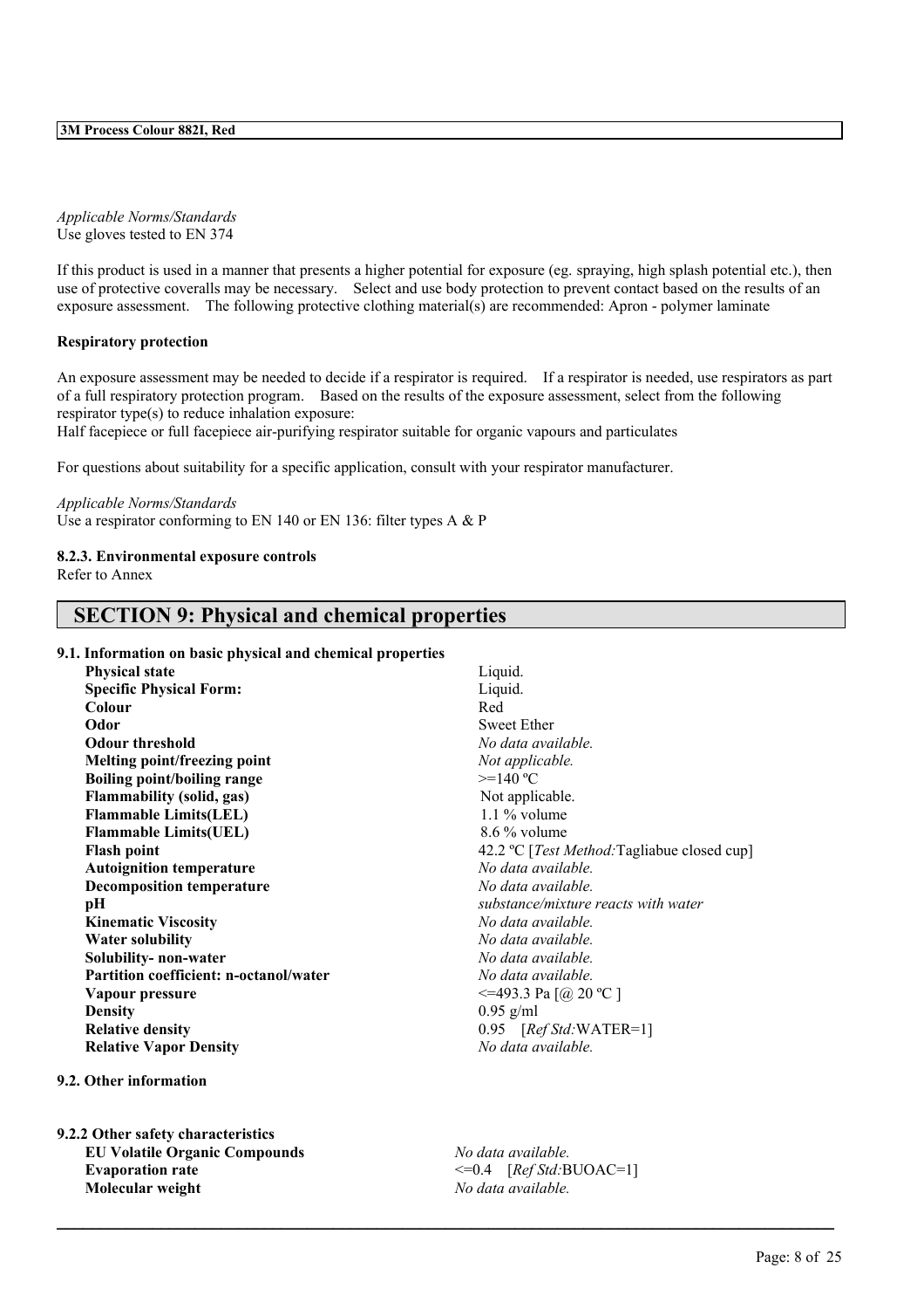*Applicable Norms/Standards*
Use gloves tested to EN 374

If this product is used in a manner that presents a higher potential for exposure (eg. spraying, high splash potential etc.), then use of protective coveralls may be necessary. Select and use body protection to prevent contact based on the results of an exposure assessment. The following protective clothing material(s) are recommended: Apron - polymer laminate

**Respiratory protection**

An exposure assessment may be needed to decide if a respirator is required. If a respirator is needed, use respirators as part of a full respiratory protection program. Based on the results of the exposure assessment, select from the following respirator type(s) to reduce inhalation exposure:
Half facepiece or full facepiece air-purifying respirator suitable for organic vapours and particulates

For questions about suitability for a specific application, consult with your respirator manufacturer.

*Applicable Norms/Standards*
Use a respirator conforming to EN 140 or EN 136: filter types A & P

**8.2.3. Environmental exposure controls**
Refer to Annex

## SECTION 9: Physical and chemical properties

**9.1. Information on basic physical and chemical properties**

| | |
|---|---|
| **Physical state** | Liquid. |
| **Specific Physical Form:** | Liquid. |
| **Colour** | Red |
| **Odor** | Sweet Ether |
| **Odour threshold** | *No data available.* |
| **Melting point/freezing point** | *Not applicable.* |
| **Boiling point/boiling range** | >=140 ºC |
| **Flammability (solid, gas)** | Not applicable. |
| **Flammable Limits(LEL)** | 1.1 % volume |
| **Flammable Limits(UEL)** | 8.6 % volume |
| **Flash point** | 42.2 ºC [*Test Method:*Tagliabue closed cup] |
| **Autoignition temperature** | *No data available.* |
| **Decomposition temperature** | *No data available.* |
| **pH** | *substance/mixture reacts with water* |
| **Kinematic Viscosity** | *No data available.* |
| **Water solubility** | *No data available.* |
| **Solubility- non-water** | *No data available.* |
| **Partition coefficient: n-octanol/water** | *No data available.* |
| **Vapour pressure** | <=493.3 Pa [@ 20 ºC ] |
| **Density** | 0.95 g/ml |
| **Relative density** | 0.95 [*Ref Std:*WATER=1] |
| **Relative Vapor Density** | *No data available.* |

**9.2. Other information**

**9.2.2 Other safety characteristics**

| | |
|---|---|
| **EU Volatile Organic Compounds** | *No data available.* |
| **Evaporation rate** | <=0.4 [*Ref Std:*BUOAC=1] |
| **Molecular weight** | *No data available.* |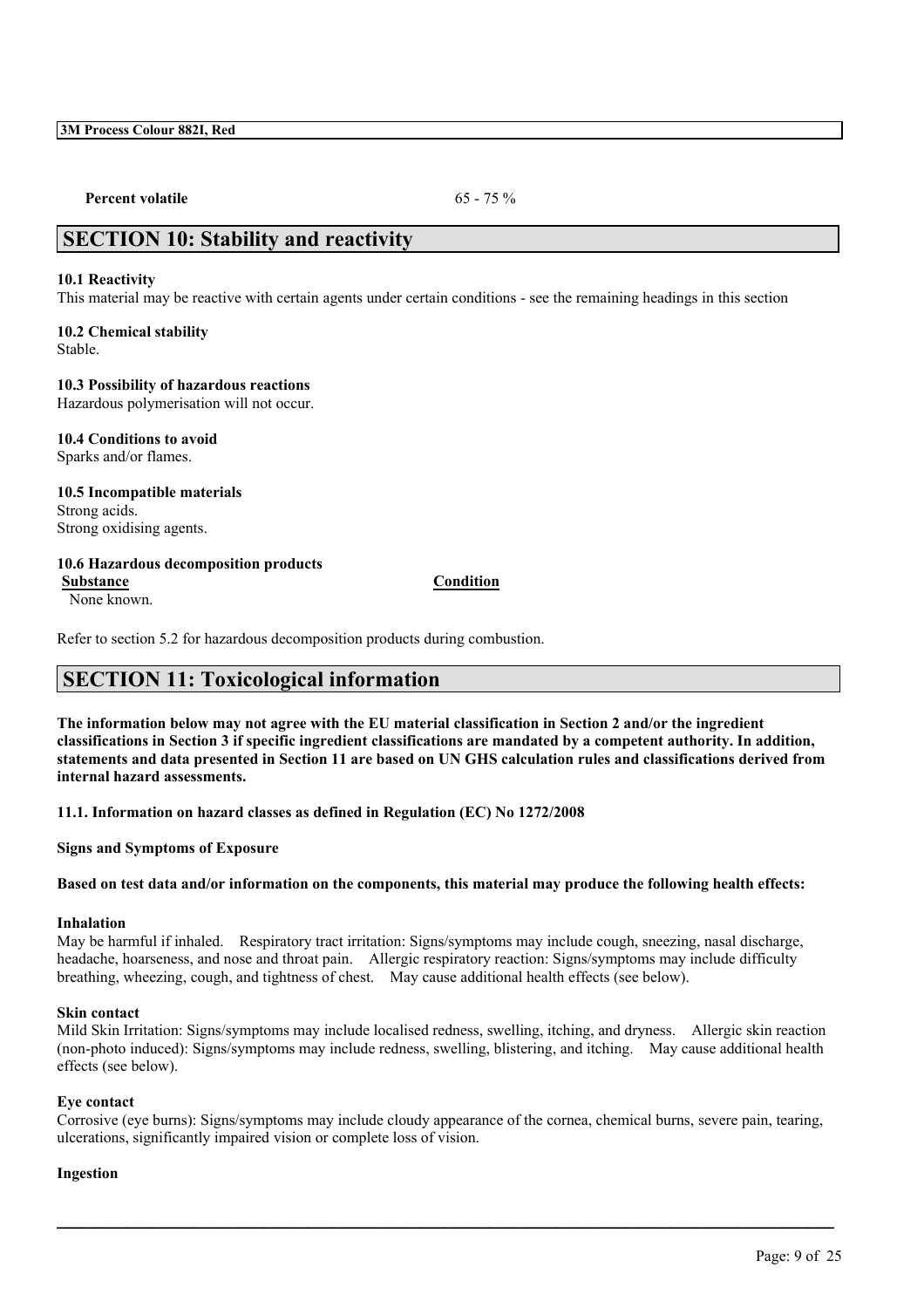**Percent volatile** 65 - 75 %

## SECTION 10: Stability and reactivity

**10.1 Reactivity**
This material may be reactive with certain agents under certain conditions - see the remaining headings in this section

**10.2 Chemical stability**
Stable.

**10.3 Possibility of hazardous reactions**
Hazardous polymerisation will not occur.

**10.4 Conditions to avoid**
Sparks and/or flames.

**10.5 Incompatible materials**
Strong acids.
Strong oxidising agents.

**10.6 Hazardous decomposition products**

| Substance | Condition |
|---|---|
| None known. | |

Refer to section 5.2 for hazardous decomposition products during combustion.

## SECTION 11: Toxicological information

**The information below may not agree with the EU material classification in Section 2 and/or the ingredient classifications in Section 3 if specific ingredient classifications are mandated by a competent authority. In addition, statements and data presented in Section 11 are based on UN GHS calculation rules and classifications derived from internal hazard assessments.**

**11.1. Information on hazard classes as defined in Regulation (EC) No 1272/2008**

**Signs and Symptoms of Exposure**

**Based on test data and/or information on the components, this material may produce the following health effects:**

**Inhalation**
May be harmful if inhaled. Respiratory tract irritation: Signs/symptoms may include cough, sneezing, nasal discharge, headache, hoarseness, and nose and throat pain. Allergic respiratory reaction: Signs/symptoms may include difficulty breathing, wheezing, cough, and tightness of chest. May cause additional health effects (see below).

**Skin contact**
Mild Skin Irritation: Signs/symptoms may include localised redness, swelling, itching, and dryness. Allergic skin reaction (non-photo induced): Signs/symptoms may include redness, swelling, blistering, and itching. May cause additional health effects (see below).

**Eye contact**
Corrosive (eye burns): Signs/symptoms may include cloudy appearance of the cornea, chemical burns, severe pain, tearing, ulcerations, significantly impaired vision or complete loss of vision.

**Ingestion**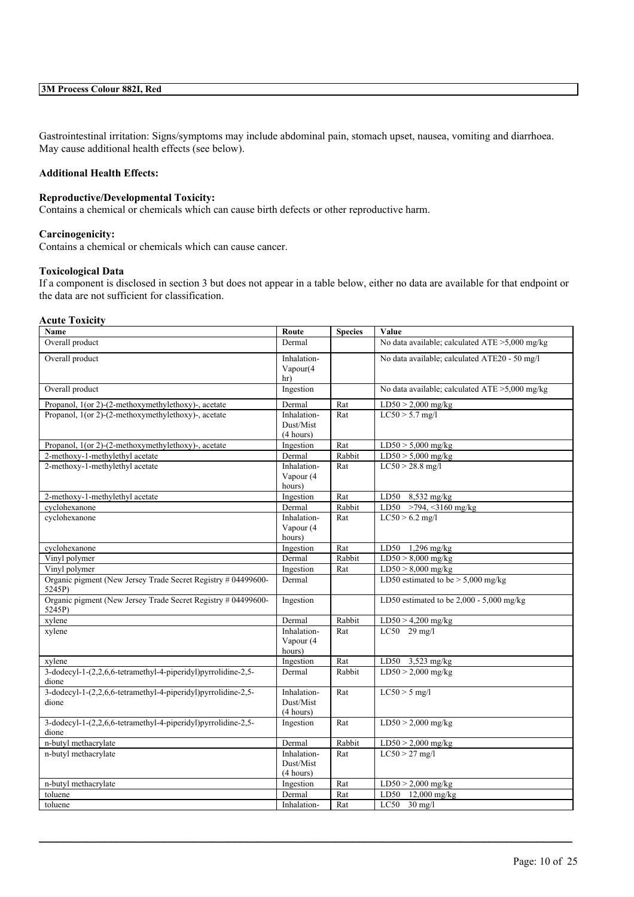Gastrointestinal irritation: Signs/symptoms may include abdominal pain, stomach upset, nausea, vomiting and diarrhoea. May cause additional health effects (see below).

**Additional Health Effects:**

**Reproductive/Developmental Toxicity:**
Contains a chemical or chemicals which can cause birth defects or other reproductive harm.

**Carcinogenicity:**
Contains a chemical or chemicals which can cause cancer.

**Toxicological Data**
If a component is disclosed in section 3 but does not appear in a table below, either no data are available for that endpoint or the data are not sufficient for classification.

**Acute Toxicity**

| Name | Route | Species | Value |
|---|---|---|---|
| Overall product | Dermal | | No data available; calculated ATE >5,000 mg/kg |
| Overall product | Inhalation-Vapour(4 hr) | | No data available; calculated ATE20 - 50 mg/l |
| Overall product | Ingestion | | No data available; calculated ATE >5,000 mg/kg |
| Propanol, 1(or 2)-(2-methoxymethylethoxy)-, acetate | Dermal | Rat | LD50 > 2,000 mg/kg |
| Propanol, 1(or 2)-(2-methoxymethylethoxy)-, acetate | Inhalation-Dust/Mist (4 hours) | Rat | LC50 > 5.7 mg/l |
| Propanol, 1(or 2)-(2-methoxymethylethoxy)-, acetate | Ingestion | Rat | LD50 > 5,000 mg/kg |
| 2-methoxy-1-methylethyl acetate | Dermal | Rabbit | LD50 > 5,000 mg/kg |
| 2-methoxy-1-methylethyl acetate | Inhalation-Vapour (4 hours) | Rat | LC50 > 28.8 mg/l |
| 2-methoxy-1-methylethyl acetate | Ingestion | Rat | LD50 8,532 mg/kg |
| cyclohexanone | Dermal | Rabbit | LD50 >794, <3160 mg/kg |
| cyclohexanone | Inhalation-Vapour (4 hours) | Rat | LC50 > 6.2 mg/l |
| cyclohexanone | Ingestion | Rat | LD50 1,296 mg/kg |
| Vinyl polymer | Dermal | Rabbit | LD50 > 8,000 mg/kg |
| Vinyl polymer | Ingestion | Rat | LD50 > 8,000 mg/kg |
| Organic pigment (New Jersey Trade Secret Registry # 04499600-5245P) | Dermal | | LD50 estimated to be > 5,000 mg/kg |
| Organic pigment (New Jersey Trade Secret Registry # 04499600-5245P) | Ingestion | | LD50 estimated to be 2,000 - 5,000 mg/kg |
| xylene | Dermal | Rabbit | LD50 > 4,200 mg/kg |
| xylene | Inhalation-Vapour (4 hours) | Rat | LC50 29 mg/l |
| xylene | Ingestion | Rat | LD50 3,523 mg/kg |
| 3-dodecyl-1-(2,2,6,6-tetramethyl-4-piperidyl)pyrrolidine-2,5-dione | Dermal | Rabbit | LD50 > 2,000 mg/kg |
| 3-dodecyl-1-(2,2,6,6-tetramethyl-4-piperidyl)pyrrolidine-2,5-dione | Inhalation-Dust/Mist (4 hours) | Rat | LC50 > 5 mg/l |
| 3-dodecyl-1-(2,2,6,6-tetramethyl-4-piperidyl)pyrrolidine-2,5-dione | Ingestion | Rat | LD50 > 2,000 mg/kg |
| n-butyl methacrylate | Dermal | Rabbit | LD50 > 2,000 mg/kg |
| n-butyl methacrylate | Inhalation-Dust/Mist (4 hours) | Rat | LC50 > 27 mg/l |
| n-butyl methacrylate | Ingestion | Rat | LD50 > 2,000 mg/kg |
| toluene | Dermal | Rat | LD50 12,000 mg/kg |
| toluene | Inhalation- | Rat | LC50 30 mg/l |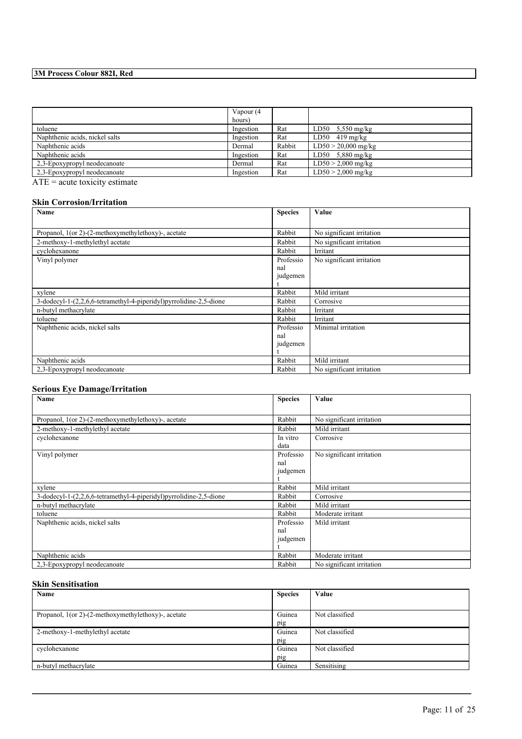| | | | |
|---|---|---|---|
| | Vapour (4 hours) | | |
| toluene | Ingestion | Rat | LD50 5,550 mg/kg |
| Naphthenic acids, nickel salts | Ingestion | Rat | LD50 419 mg/kg |
| Naphthenic acids | Dermal | Rabbit | LD50 > 20,000 mg/kg |
| Naphthenic acids | Ingestion | Rat | LD50 5,880 mg/kg |
| 2,3-Epoxypropyl neodecanoate | Dermal | Rat | LD50 > 2,000 mg/kg |
| 2,3-Epoxypropyl neodecanoate | Ingestion | Rat | LD50 > 2,000 mg/kg |

ATE = acute toxicity estimate

### Skin Corrosion/Irritation

| Name | Species | Value |
|---|---|---|
| Propanol, 1(or 2)-(2-methoxymethylethoxy)-, acetate | Rabbit | No significant irritation |
| 2-methoxy-1-methylethyl acetate | Rabbit | No significant irritation |
| cyclohexanone | Rabbit | Irritant |
| Vinyl polymer | Professional judgement | No significant irritation |
| xylene | Rabbit | Mild irritant |
| 3-dodecyl-1-(2,2,6,6-tetramethyl-4-piperidyl)pyrrolidine-2,5-dione | Rabbit | Corrosive |
| n-butyl methacrylate | Rabbit | Irritant |
| toluene | Rabbit | Irritant |
| Naphthenic acids, nickel salts | Professional judgement | Minimal irritation |
| Naphthenic acids | Rabbit | Mild irritant |
| 2,3-Epoxypropyl neodecanoate | Rabbit | No significant irritation |

### Serious Eye Damage/Irritation

| Name | Species | Value |
|---|---|---|
| Propanol, 1(or 2)-(2-methoxymethylethoxy)-, acetate | Rabbit | No significant irritation |
| 2-methoxy-1-methylethyl acetate | Rabbit | Mild irritant |
| cyclohexanone | In vitro data | Corrosive |
| Vinyl polymer | Professional judgement | No significant irritation |
| xylene | Rabbit | Mild irritant |
| 3-dodecyl-1-(2,2,6,6-tetramethyl-4-piperidyl)pyrrolidine-2,5-dione | Rabbit | Corrosive |
| n-butyl methacrylate | Rabbit | Mild irritant |
| toluene | Rabbit | Moderate irritant |
| Naphthenic acids, nickel salts | Professional judgement | Mild irritant |
| Naphthenic acids | Rabbit | Moderate irritant |
| 2,3-Epoxypropyl neodecanoate | Rabbit | No significant irritation |

### Skin Sensitisation

| Name | Species | Value |
|---|---|---|
| Propanol, 1(or 2)-(2-methoxymethylethoxy)-, acetate | Guinea pig | Not classified |
| 2-methoxy-1-methylethyl acetate | Guinea pig | Not classified |
| cyclohexanone | Guinea pig | Not classified |
| n-butyl methacrylate | Guinea | Sensitising |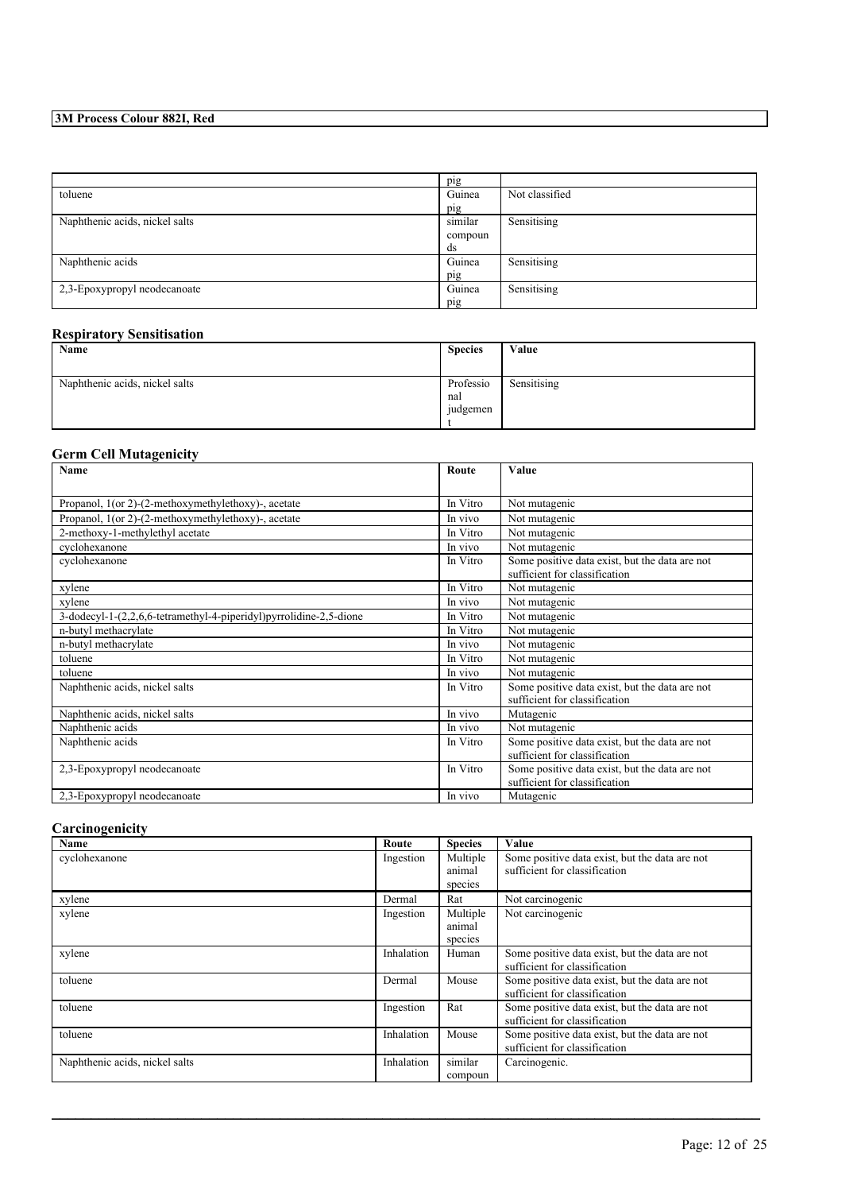| | | |
|---|---|---|
| | pig | |
| toluene | Guinea pig | Not classified |
| Naphthenic acids, nickel salts | similar compounds | Sensitising |
| Naphthenic acids | Guinea pig | Sensitising |
| 2,3-Epoxypropyl neodecanoate | Guinea pig | Sensitising |

## Respiratory Sensitisation

| Name | Species | Value |
|---|---|---|
| Naphthenic acids, nickel salts | Professional judgement | Sensitising |

## Germ Cell Mutagenicity

| Name | Route | Value |
|---|---|---|
| Propanol, 1(or 2)-(2-methoxymethylethoxy)-, acetate | In Vitro | Not mutagenic |
| Propanol, 1(or 2)-(2-methoxymethylethoxy)-, acetate | In vivo | Not mutagenic |
| 2-methoxy-1-methylethyl acetate | In Vitro | Not mutagenic |
| cyclohexanone | In vivo | Not mutagenic |
| cyclohexanone | In Vitro | Some positive data exist, but the data are not sufficient for classification |
| xylene | In Vitro | Not mutagenic |
| xylene | In vivo | Not mutagenic |
| 3-dodecyl-1-(2,2,6,6-tetramethyl-4-piperidyl)pyrrolidine-2,5-dione | In Vitro | Not mutagenic |
| n-butyl methacrylate | In Vitro | Not mutagenic |
| n-butyl methacrylate | In vivo | Not mutagenic |
| toluene | In Vitro | Not mutagenic |
| toluene | In vivo | Not mutagenic |
| Naphthenic acids, nickel salts | In Vitro | Some positive data exist, but the data are not sufficient for classification |
| Naphthenic acids, nickel salts | In vivo | Mutagenic |
| Naphthenic acids | In vivo | Not mutagenic |
| Naphthenic acids | In Vitro | Some positive data exist, but the data are not sufficient for classification |
| 2,3-Epoxypropyl neodecanoate | In Vitro | Some positive data exist, but the data are not sufficient for classification |
| 2,3-Epoxypropyl neodecanoate | In vivo | Mutagenic |

## Carcinogenicity

| Name | Route | Species | Value |
|---|---|---|---|
| cyclohexanone | Ingestion | Multiple animal species | Some positive data exist, but the data are not sufficient for classification |
| xylene | Dermal | Rat | Not carcinogenic |
| xylene | Ingestion | Multiple animal species | Not carcinogenic |
| xylene | Inhalation | Human | Some positive data exist, but the data are not sufficient for classification |
| toluene | Dermal | Mouse | Some positive data exist, but the data are not sufficient for classification |
| toluene | Ingestion | Rat | Some positive data exist, but the data are not sufficient for classification |
| toluene | Inhalation | Mouse | Some positive data exist, but the data are not sufficient for classification |
| Naphthenic acids, nickel salts | Inhalation | similar compoun | Carcinogenic. |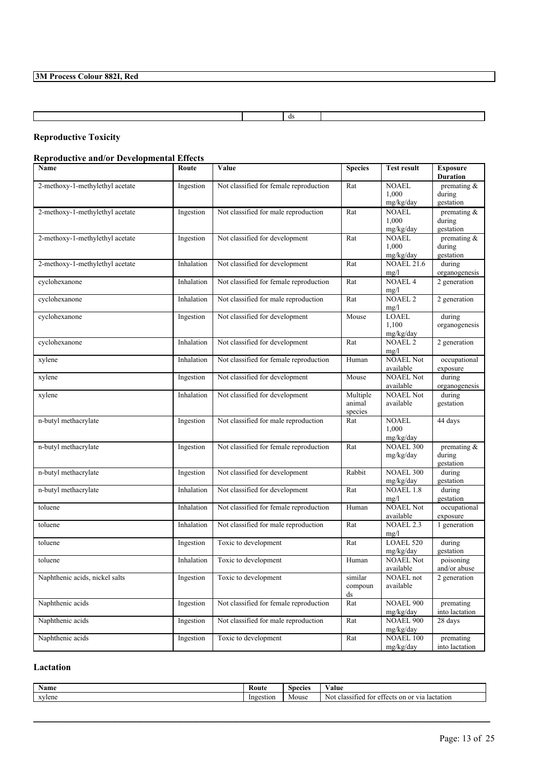| | | ds | |
|---|---|---|---|

## Reproductive Toxicity

### Reproductive and/or Developmental Effects

| Name | Route | Value | Species | Test result | Exposure Duration |
|---|---|---|---|---|---|
| 2-methoxy-1-methylethyl acetate | Ingestion | Not classified for female reproduction | Rat | NOAEL 1,000 mg/kg/day | premating & during gestation |
| 2-methoxy-1-methylethyl acetate | Ingestion | Not classified for male reproduction | Rat | NOAEL 1,000 mg/kg/day | premating & during gestation |
| 2-methoxy-1-methylethyl acetate | Ingestion | Not classified for development | Rat | NOAEL 1,000 mg/kg/day | premating & during gestation |
| 2-methoxy-1-methylethyl acetate | Inhalation | Not classified for development | Rat | NOAEL 21.6 mg/l | during organogenesis |
| cyclohexanone | Inhalation | Not classified for female reproduction | Rat | NOAEL 4 mg/l | 2 generation |
| cyclohexanone | Inhalation | Not classified for male reproduction | Rat | NOAEL 2 mg/l | 2 generation |
| cyclohexanone | Ingestion | Not classified for development | Mouse | LOAEL 1,100 mg/kg/day | during organogenesis |
| cyclohexanone | Inhalation | Not classified for development | Rat | NOAEL 2 mg/l | 2 generation |
| xylene | Inhalation | Not classified for female reproduction | Human | NOAEL Not available | occupational exposure |
| xylene | Ingestion | Not classified for development | Mouse | NOAEL Not available | during organogenesis |
| xylene | Inhalation | Not classified for development | Multiple animal species | NOAEL Not available | during gestation |
| n-butyl methacrylate | Ingestion | Not classified for male reproduction | Rat | NOAEL 1,000 mg/kg/day | 44 days |
| n-butyl methacrylate | Ingestion | Not classified for female reproduction | Rat | NOAEL 300 mg/kg/day | premating & during gestation |
| n-butyl methacrylate | Ingestion | Not classified for development | Rabbit | NOAEL 300 mg/kg/day | during gestation |
| n-butyl methacrylate | Inhalation | Not classified for development | Rat | NOAEL 1.8 mg/l | during gestation |
| toluene | Inhalation | Not classified for female reproduction | Human | NOAEL Not available | occupational exposure |
| toluene | Inhalation | Not classified for male reproduction | Rat | NOAEL 2.3 mg/l | 1 generation |
| toluene | Ingestion | Toxic to development | Rat | LOAEL 520 mg/kg/day | during gestation |
| toluene | Inhalation | Toxic to development | Human | NOAEL Not available | poisoning and/or abuse |
| Naphthenic acids, nickel salts | Ingestion | Toxic to development | similar compounds | NOAEL not available | 2 generation |
| Naphthenic acids | Ingestion | Not classified for female reproduction | Rat | NOAEL 900 mg/kg/day | premating into lactation |
| Naphthenic acids | Ingestion | Not classified for male reproduction | Rat | NOAEL 900 mg/kg/day | 28 days |
| Naphthenic acids | Ingestion | Toxic to development | Rat | NOAEL 100 mg/kg/day | premating into lactation |

## Lactation

| Name | Route | Species | Value |
|---|---|---|---|
| xylene | Ingestion | Mouse | Not classified for effects on or via lactation |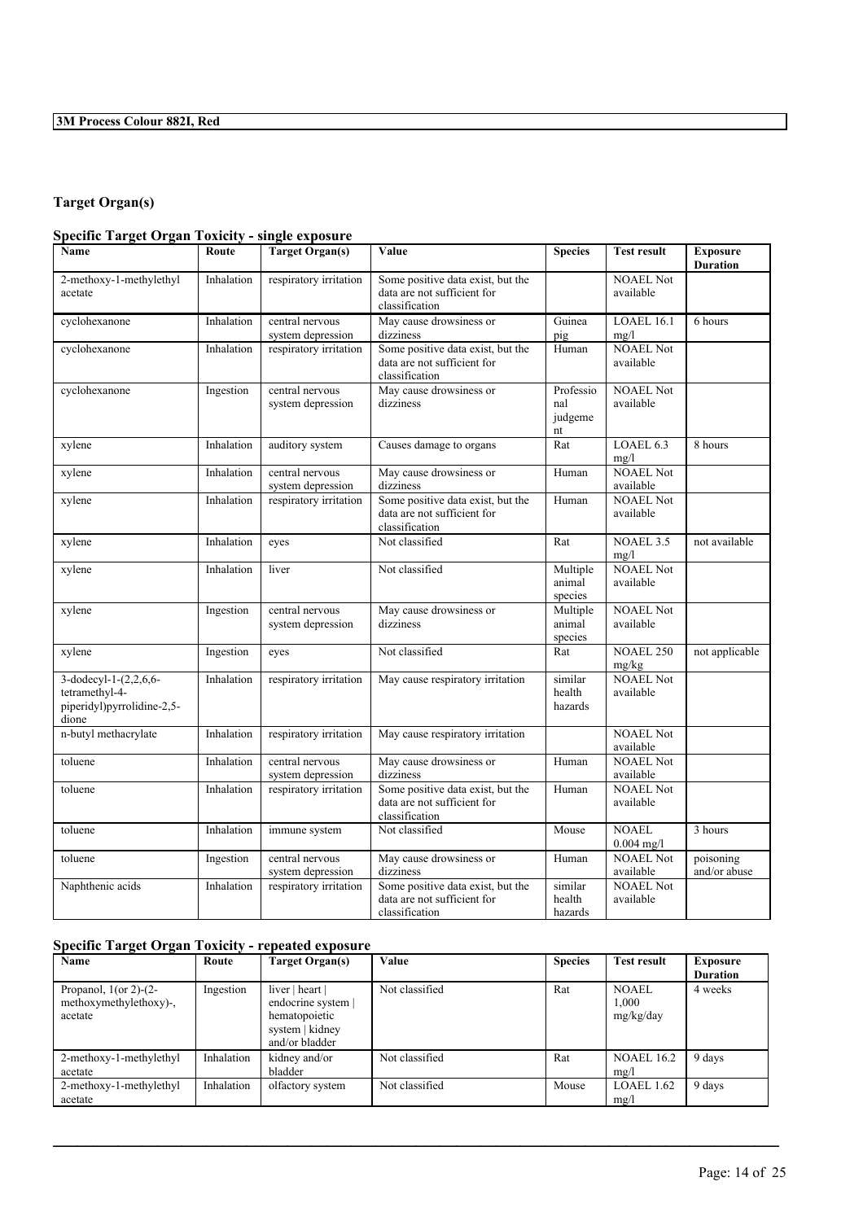**3M Process Colour 882I, Red**

## Target Organ(s)

### Specific Target Organ Toxicity - single exposure

| Name | Route | Target Organ(s) | Value | Species | Test result | Exposure Duration |
|---|---|---|---|---|---|---|
| 2-methoxy-1-methylethyl acetate | Inhalation | respiratory irritation | Some positive data exist, but the data are not sufficient for classification | | NOAEL Not available | |
| cyclohexanone | Inhalation | central nervous system depression | May cause drowsiness or dizziness | Guinea pig | LOAEL 16.1 mg/l | 6 hours |
| cyclohexanone | Inhalation | respiratory irritation | Some positive data exist, but the data are not sufficient for classification | Human | NOAEL Not available | |
| cyclohexanone | Ingestion | central nervous system depression | May cause drowsiness or dizziness | Professional judgement | NOAEL Not available | |
| xylene | Inhalation | auditory system | Causes damage to organs | Rat | LOAEL 6.3 mg/l | 8 hours |
| xylene | Inhalation | central nervous system depression | May cause drowsiness or dizziness | Human | NOAEL Not available | |
| xylene | Inhalation | respiratory irritation | Some positive data exist, but the data are not sufficient for classification | Human | NOAEL Not available | |
| xylene | Inhalation | eyes | Not classified | Rat | NOAEL 3.5 mg/l | not available |
| xylene | Inhalation | liver | Not classified | Multiple animal species | NOAEL Not available | |
| xylene | Ingestion | central nervous system depression | May cause drowsiness or dizziness | Multiple animal species | NOAEL Not available | |
| xylene | Ingestion | eyes | Not classified | Rat | NOAEL 250 mg/kg | not applicable |
| 3-dodecyl-1-(2,2,6,6-tetramethyl-4-piperidyl)pyrrolidine-2,5-dione | Inhalation | respiratory irritation | May cause respiratory irritation | similar health hazards | NOAEL Not available | |
| n-butyl methacrylate | Inhalation | respiratory irritation | May cause respiratory irritation | | NOAEL Not available | |
| toluene | Inhalation | central nervous system depression | May cause drowsiness or dizziness | Human | NOAEL Not available | |
| toluene | Inhalation | respiratory irritation | Some positive data exist, but the data are not sufficient for classification | Human | NOAEL Not available | |
| toluene | Inhalation | immune system | Not classified | Mouse | NOAEL 0.004 mg/l | 3 hours |
| toluene | Ingestion | central nervous system depression | May cause drowsiness or dizziness | Human | NOAEL Not available | poisoning and/or abuse |
| Naphthenic acids | Inhalation | respiratory irritation | Some positive data exist, but the data are not sufficient for classification | similar health hazards | NOAEL Not available | |

### Specific Target Organ Toxicity - repeated exposure

| Name | Route | Target Organ(s) | Value | Species | Test result | Exposure Duration |
|---|---|---|---|---|---|---|
| Propanol, 1(or 2)-(2-methoxymethylethoxy)-, acetate | Ingestion | liver \| heart \| endocrine system \| hematopoietic system \| kidney and/or bladder | Not classified | Rat | NOAEL 1,000 mg/kg/day | 4 weeks |
| 2-methoxy-1-methylethyl acetate | Inhalation | kidney and/or bladder | Not classified | Rat | NOAEL 16.2 mg/l | 9 days |
| 2-methoxy-1-methylethyl acetate | Inhalation | olfactory system | Not classified | Mouse | LOAEL 1.62 mg/l | 9 days |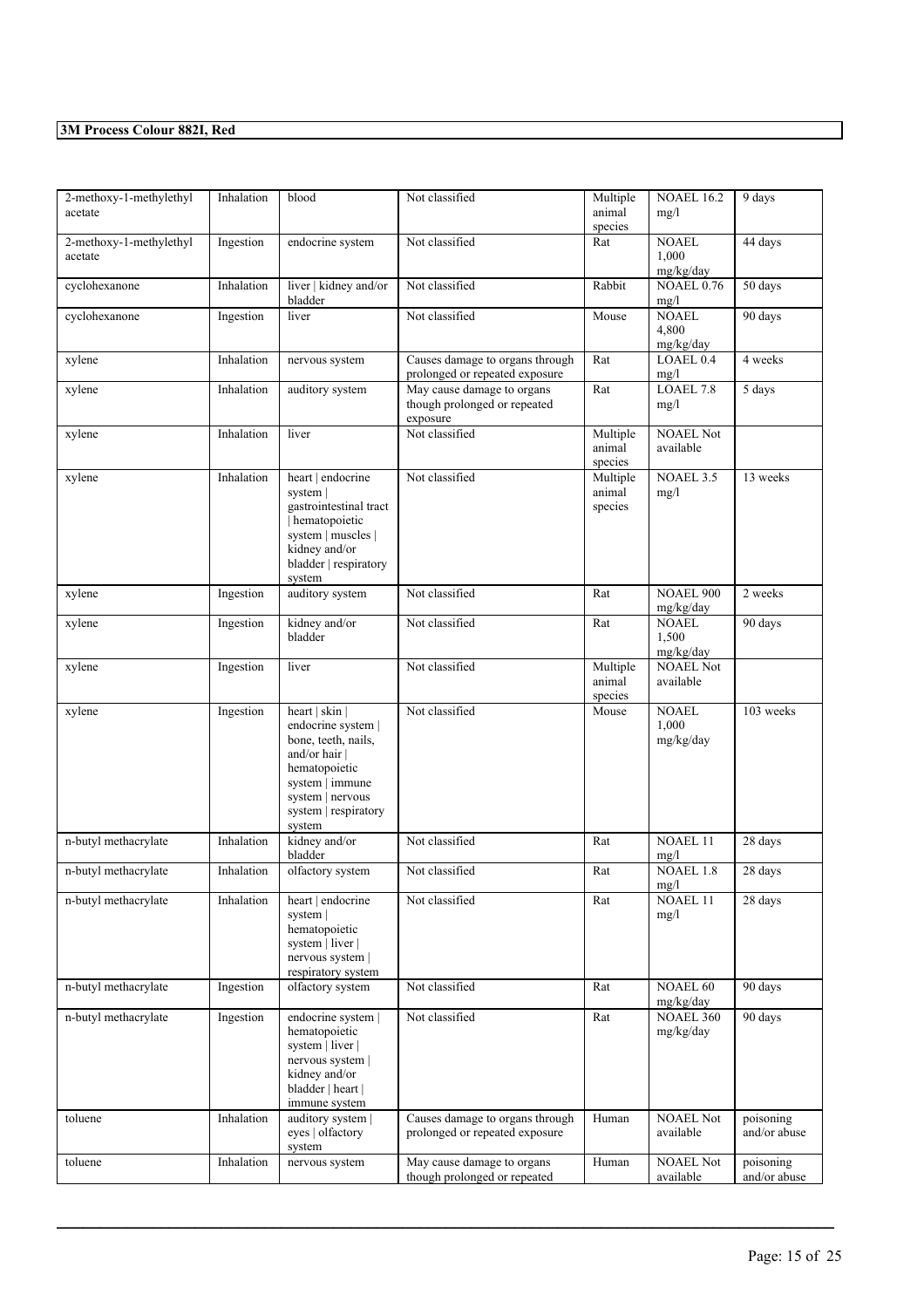**3M Process Colour 882I, Red**

| | | | | | | |
|---|---|---|---|---|---|---|
| 2-methoxy-1-methylethyl acetate | Inhalation | blood | Not classified | Multiple animal species | NOAEL 16.2 mg/l | 9 days |
| 2-methoxy-1-methylethyl acetate | Ingestion | endocrine system | Not classified | Rat | NOAEL 1,000 mg/kg/day | 44 days |
| cyclohexanone | Inhalation | liver \| kidney and/or bladder | Not classified | Rabbit | NOAEL 0.76 mg/l | 50 days |
| cyclohexanone | Ingestion | liver | Not classified | Mouse | NOAEL 4,800 mg/kg/day | 90 days |
| xylene | Inhalation | nervous system | Causes damage to organs through prolonged or repeated exposure | Rat | LOAEL 0.4 mg/l | 4 weeks |
| xylene | Inhalation | auditory system | May cause damage to organs though prolonged or repeated exposure | Rat | LOAEL 7.8 mg/l | 5 days |
| xylene | Inhalation | liver | Not classified | Multiple animal species | NOAEL Not available | |
| xylene | Inhalation | heart \| endocrine system \| gastrointestinal tract \| hematopoietic system \| muscles \| kidney and/or bladder \| respiratory system | Not classified | Multiple animal species | NOAEL 3.5 mg/l | 13 weeks |
| xylene | Ingestion | auditory system | Not classified | Rat | NOAEL 900 mg/kg/day | 2 weeks |
| xylene | Ingestion | kidney and/or bladder | Not classified | Rat | NOAEL 1,500 mg/kg/day | 90 days |
| xylene | Ingestion | liver | Not classified | Multiple animal species | NOAEL Not available | |
| xylene | Ingestion | heart \| skin \| endocrine system \| bone, teeth, nails, and/or hair \| hematopoietic system \| immune system \| nervous system \| respiratory system | Not classified | Mouse | NOAEL 1,000 mg/kg/day | 103 weeks |
| n-butyl methacrylate | Inhalation | kidney and/or bladder | Not classified | Rat | NOAEL 11 mg/l | 28 days |
| n-butyl methacrylate | Inhalation | olfactory system | Not classified | Rat | NOAEL 1.8 mg/l | 28 days |
| n-butyl methacrylate | Inhalation | heart \| endocrine system \| hematopoietic system \| liver \| nervous system \| respiratory system | Not classified | Rat | NOAEL 11 mg/l | 28 days |
| n-butyl methacrylate | Ingestion | olfactory system | Not classified | Rat | NOAEL 60 mg/kg/day | 90 days |
| n-butyl methacrylate | Ingestion | endocrine system \| hematopoietic system \| liver \| nervous system \| kidney and/or bladder \| heart \| immune system | Not classified | Rat | NOAEL 360 mg/kg/day | 90 days |
| toluene | Inhalation | auditory system \| eyes \| olfactory system | Causes damage to organs through prolonged or repeated exposure | Human | NOAEL Not available | poisoning and/or abuse |
| toluene | Inhalation | nervous system | May cause damage to organs though prolonged or repeated | Human | NOAEL Not available | poisoning and/or abuse |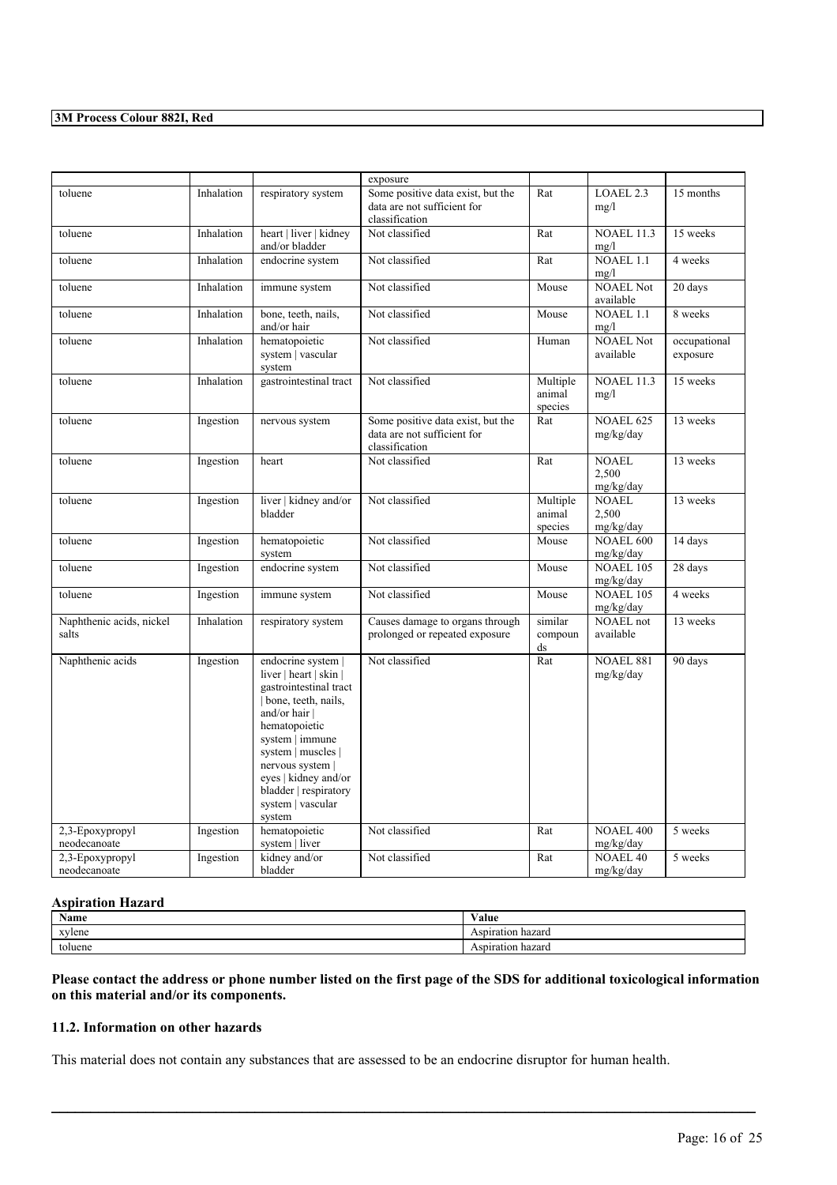|  |  |  | exposure |  |  |  |
|---|---|---|---|---|---|---|
| toluene | Inhalation | respiratory system | Some positive data exist, but the data are not sufficient for classification | Rat | LOAEL 2.3 mg/l | 15 months |
| toluene | Inhalation | heart \| liver \| kidney and/or bladder | Not classified | Rat | NOAEL 11.3 mg/l | 15 weeks |
| toluene | Inhalation | endocrine system | Not classified | Rat | NOAEL 1.1 mg/l | 4 weeks |
| toluene | Inhalation | immune system | Not classified | Mouse | NOAEL Not available | 20 days |
| toluene | Inhalation | bone, teeth, nails, and/or hair | Not classified | Mouse | NOAEL 1.1 mg/l | 8 weeks |
| toluene | Inhalation | hematopoietic system \| vascular system | Not classified | Human | NOAEL Not available | occupational exposure |
| toluene | Inhalation | gastrointestinal tract | Not classified | Multiple animal species | NOAEL 11.3 mg/l | 15 weeks |
| toluene | Ingestion | nervous system | Some positive data exist, but the data are not sufficient for classification | Rat | NOAEL 625 mg/kg/day | 13 weeks |
| toluene | Ingestion | heart | Not classified | Rat | NOAEL 2,500 mg/kg/day | 13 weeks |
| toluene | Ingestion | liver \| kidney and/or bladder | Not classified | Multiple animal species | NOAEL 2,500 mg/kg/day | 13 weeks |
| toluene | Ingestion | hematopoietic system | Not classified | Mouse | NOAEL 600 mg/kg/day | 14 days |
| toluene | Ingestion | endocrine system | Not classified | Mouse | NOAEL 105 mg/kg/day | 28 days |
| toluene | Ingestion | immune system | Not classified | Mouse | NOAEL 105 mg/kg/day | 4 weeks |
| Naphthenic acids, nickel salts | Inhalation | respiratory system | Causes damage to organs through prolonged or repeated exposure | similar compounds | NOAEL not available | 13 weeks |
| Naphthenic acids | Ingestion | endocrine system \| liver \| heart \| skin \| gastrointestinal tract \| bone, teeth, nails, and/or hair \| hematopoietic system \| immune system \| muscles \| nervous system \| eyes \| kidney and/or bladder \| respiratory system \| vascular system | Not classified | Rat | NOAEL 881 mg/kg/day | 90 days |
| 2,3-Epoxypropyl neodecanoate | Ingestion | hematopoietic system \| liver | Not classified | Rat | NOAEL 400 mg/kg/day | 5 weeks |
| 2,3-Epoxypropyl neodecanoate | Ingestion | kidney and/or bladder | Not classified | Rat | NOAEL 40 mg/kg/day | 5 weeks |

### Aspiration Hazard

| Name | Value |
|---|---|
| xylene | Aspiration hazard |
| toluene | Aspiration hazard |

**Please contact the address or phone number listed on the first page of the SDS for additional toxicological information on this material and/or its components.**

### 11.2. Information on other hazards

This material does not contain any substances that are assessed to be an endocrine disruptor for human health.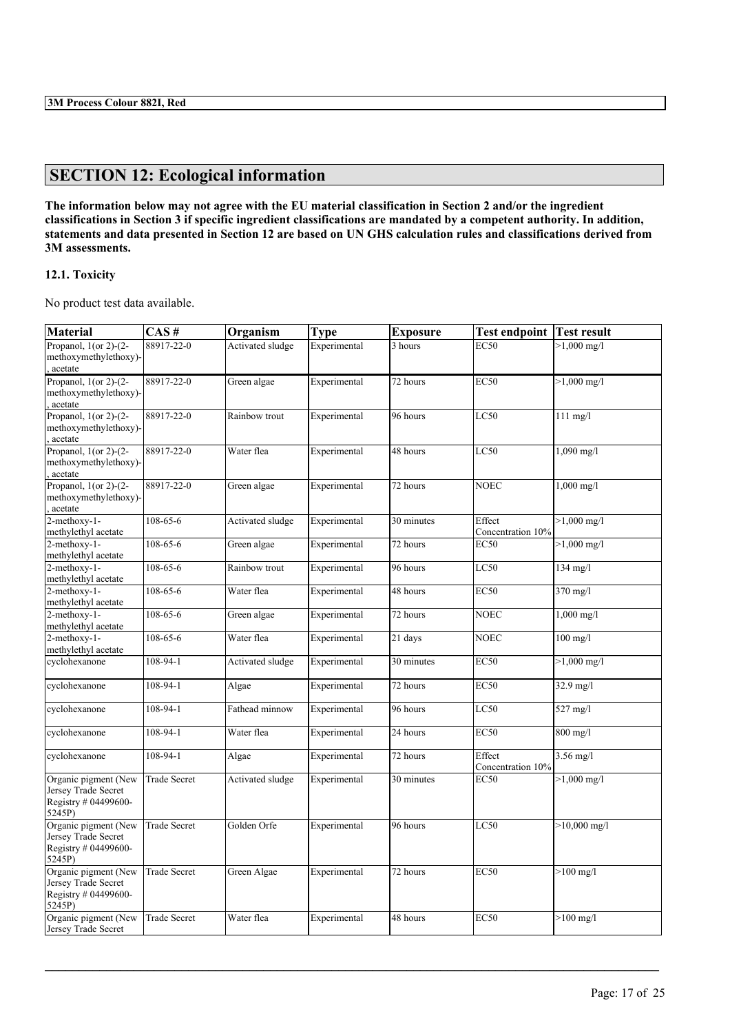## SECTION 12: Ecological information

**The information below may not agree with the EU material classification in Section 2 and/or the ingredient classifications in Section 3 if specific ingredient classifications are mandated by a competent authority. In addition, statements and data presented in Section 12 are based on UN GHS calculation rules and classifications derived from 3M assessments.**

### 12.1. Toxicity

No product test data available.

| Material | CAS # | Organism | Type | Exposure | Test endpoint | Test result |
|---|---|---|---|---|---|---|
| Propanol, 1(or 2)-(2-methoxymethylethoxy)-, acetate | 88917-22-0 | Activated sludge | Experimental | 3 hours | EC50 | >1,000 mg/l |
| Propanol, 1(or 2)-(2-methoxymethylethoxy)-, acetate | 88917-22-0 | Green algae | Experimental | 72 hours | EC50 | >1,000 mg/l |
| Propanol, 1(or 2)-(2-methoxymethylethoxy)-, acetate | 88917-22-0 | Rainbow trout | Experimental | 96 hours | LC50 | 111 mg/l |
| Propanol, 1(or 2)-(2-methoxymethylethoxy)-, acetate | 88917-22-0 | Water flea | Experimental | 48 hours | LC50 | 1,090 mg/l |
| Propanol, 1(or 2)-(2-methoxymethylethoxy)-, acetate | 88917-22-0 | Green algae | Experimental | 72 hours | NOEC | 1,000 mg/l |
| 2-methoxy-1-methylethyl acetate | 108-65-6 | Activated sludge | Experimental | 30 minutes | Effect Concentration 10% | >1,000 mg/l |
| 2-methoxy-1-methylethyl acetate | 108-65-6 | Green algae | Experimental | 72 hours | EC50 | >1,000 mg/l |
| 2-methoxy-1-methylethyl acetate | 108-65-6 | Rainbow trout | Experimental | 96 hours | LC50 | 134 mg/l |
| 2-methoxy-1-methylethyl acetate | 108-65-6 | Water flea | Experimental | 48 hours | EC50 | 370 mg/l |
| 2-methoxy-1-methylethyl acetate | 108-65-6 | Green algae | Experimental | 72 hours | NOEC | 1,000 mg/l |
| 2-methoxy-1-methylethyl acetate | 108-65-6 | Water flea | Experimental | 21 days | NOEC | 100 mg/l |
| cyclohexanone | 108-94-1 | Activated sludge | Experimental | 30 minutes | EC50 | >1,000 mg/l |
| cyclohexanone | 108-94-1 | Algae | Experimental | 72 hours | EC50 | 32.9 mg/l |
| cyclohexanone | 108-94-1 | Fathead minnow | Experimental | 96 hours | LC50 | 527 mg/l |
| cyclohexanone | 108-94-1 | Water flea | Experimental | 24 hours | EC50 | 800 mg/l |
| cyclohexanone | 108-94-1 | Algae | Experimental | 72 hours | Effect Concentration 10% | 3.56 mg/l |
| Organic pigment (New Jersey Trade Secret Registry # 04499600-5245P) | Trade Secret | Activated sludge | Experimental | 30 minutes | EC50 | >1,000 mg/l |
| Organic pigment (New Jersey Trade Secret Registry # 04499600-5245P) | Trade Secret | Golden Orfe | Experimental | 96 hours | LC50 | >10,000 mg/l |
| Organic pigment (New Jersey Trade Secret Registry # 04499600-5245P) | Trade Secret | Green Algae | Experimental | 72 hours | EC50 | >100 mg/l |
| Organic pigment (New Jersey Trade Secret | Trade Secret | Water flea | Experimental | 48 hours | EC50 | >100 mg/l |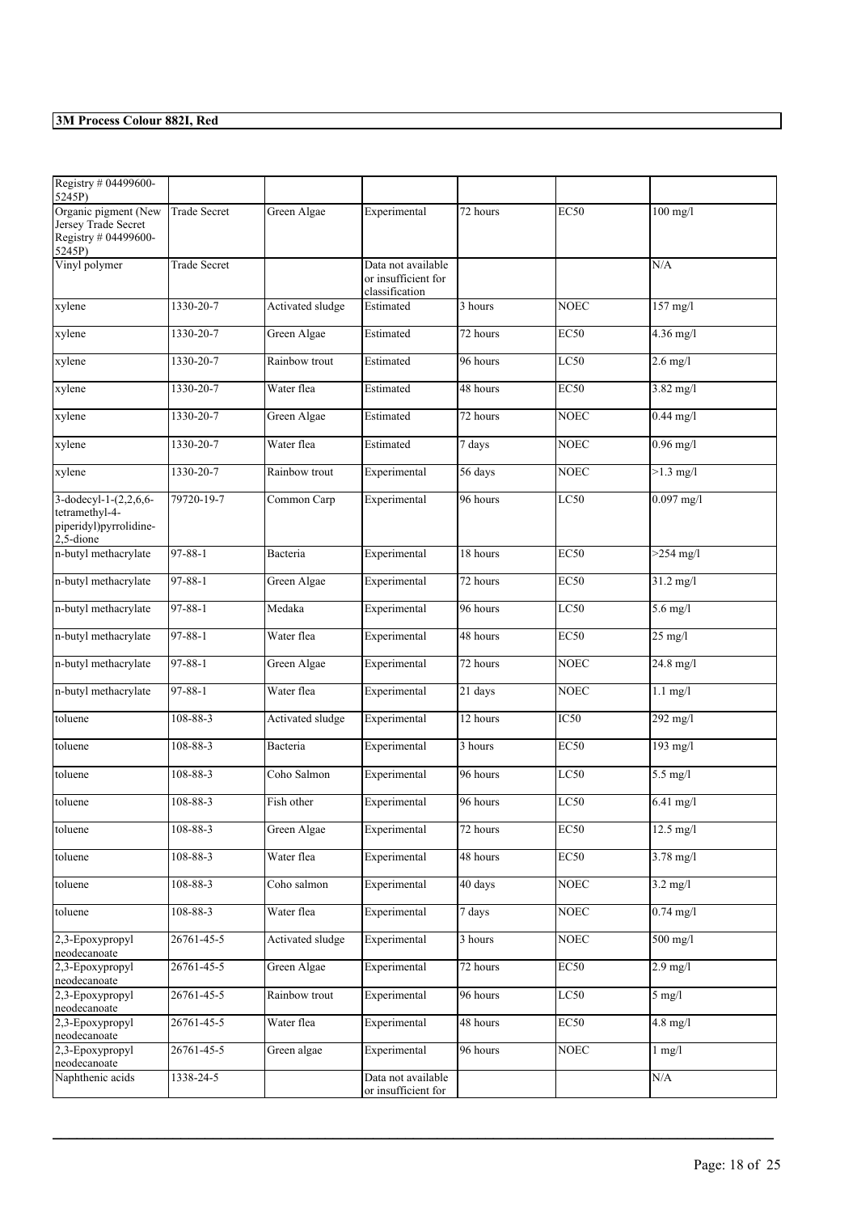| Registry # 04499600-5245P) | | | | | | |
|---|---|---|---|---|---|---|
| Organic pigment (New Jersey Trade Secret Registry # 04499600-5245P) | Trade Secret | Green Algae | Experimental | 72 hours | EC50 | 100 mg/l |
| Vinyl polymer | Trade Secret | | Data not available or insufficient for classification | | | N/A |
| xylene | 1330-20-7 | Activated sludge | Estimated | 3 hours | NOEC | 157 mg/l |
| xylene | 1330-20-7 | Green Algae | Estimated | 72 hours | EC50 | 4.36 mg/l |
| xylene | 1330-20-7 | Rainbow trout | Estimated | 96 hours | LC50 | 2.6 mg/l |
| xylene | 1330-20-7 | Water flea | Estimated | 48 hours | EC50 | 3.82 mg/l |
| xylene | 1330-20-7 | Green Algae | Estimated | 72 hours | NOEC | 0.44 mg/l |
| xylene | 1330-20-7 | Water flea | Estimated | 7 days | NOEC | 0.96 mg/l |
| xylene | 1330-20-7 | Rainbow trout | Experimental | 56 days | NOEC | >1.3 mg/l |
| 3-dodecyl-1-(2,2,6,6-tetramethyl-4-piperidyl)pyrrolidine-2,5-dione | 79720-19-7 | Common Carp | Experimental | 96 hours | LC50 | 0.097 mg/l |
| n-butyl methacrylate | 97-88-1 | Bacteria | Experimental | 18 hours | EC50 | >254 mg/l |
| n-butyl methacrylate | 97-88-1 | Green Algae | Experimental | 72 hours | EC50 | 31.2 mg/l |
| n-butyl methacrylate | 97-88-1 | Medaka | Experimental | 96 hours | LC50 | 5.6 mg/l |
| n-butyl methacrylate | 97-88-1 | Water flea | Experimental | 48 hours | EC50 | 25 mg/l |
| n-butyl methacrylate | 97-88-1 | Green Algae | Experimental | 72 hours | NOEC | 24.8 mg/l |
| n-butyl methacrylate | 97-88-1 | Water flea | Experimental | 21 days | NOEC | 1.1 mg/l |
| toluene | 108-88-3 | Activated sludge | Experimental | 12 hours | IC50 | 292 mg/l |
| toluene | 108-88-3 | Bacteria | Experimental | 3 hours | EC50 | 193 mg/l |
| toluene | 108-88-3 | Coho Salmon | Experimental | 96 hours | LC50 | 5.5 mg/l |
| toluene | 108-88-3 | Fish other | Experimental | 96 hours | LC50 | 6.41 mg/l |
| toluene | 108-88-3 | Green Algae | Experimental | 72 hours | EC50 | 12.5 mg/l |
| toluene | 108-88-3 | Water flea | Experimental | 48 hours | EC50 | 3.78 mg/l |
| toluene | 108-88-3 | Coho salmon | Experimental | 40 days | NOEC | 3.2 mg/l |
| toluene | 108-88-3 | Water flea | Experimental | 7 days | NOEC | 0.74 mg/l |
| 2,3-Epoxypropyl neodecanoate | 26761-45-5 | Activated sludge | Experimental | 3 hours | NOEC | 500 mg/l |
| 2,3-Epoxypropyl neodecanoate | 26761-45-5 | Green Algae | Experimental | 72 hours | EC50 | 2.9 mg/l |
| 2,3-Epoxypropyl neodecanoate | 26761-45-5 | Rainbow trout | Experimental | 96 hours | LC50 | 5 mg/l |
| 2,3-Epoxypropyl neodecanoate | 26761-45-5 | Water flea | Experimental | 48 hours | EC50 | 4.8 mg/l |
| 2,3-Epoxypropyl neodecanoate | 26761-45-5 | Green algae | Experimental | 96 hours | NOEC | 1 mg/l |
| Naphthenic acids | 1338-24-5 | | Data not available or insufficient for | | | N/A |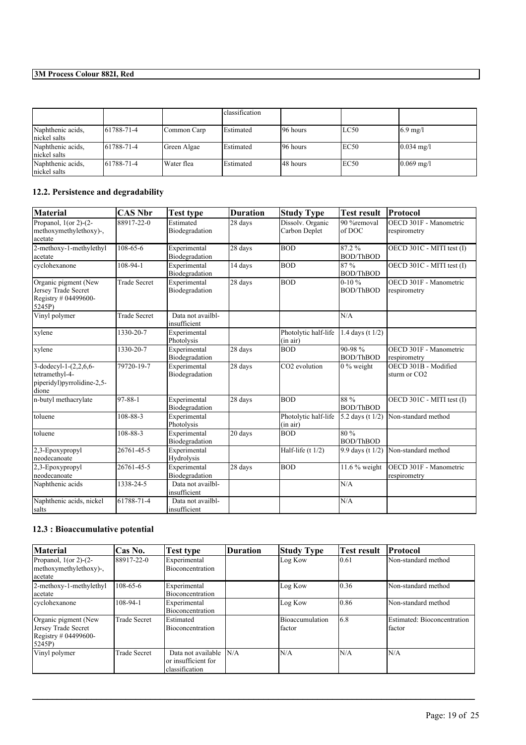| | | | classification | | | |
|---|---|---|---|---|---|---|
| Naphthenic acids, nickel salts | 61788-71-4 | Common Carp | Estimated | 96 hours | LC50 | 6.9 mg/l |
| Naphthenic acids, nickel salts | 61788-71-4 | Green Algae | Estimated | 96 hours | EC50 | 0.034 mg/l |
| Naphthenic acids, nickel salts | 61788-71-4 | Water flea | Estimated | 48 hours | EC50 | 0.069 mg/l |

## 12.2. Persistence and degradability

| Material | CAS Nbr | Test type | Duration | Study Type | Test result | Protocol |
|---|---|---|---|---|---|---|
| Propanol, 1(or 2)-(2-methoxymethylethoxy)-, acetate | 88917-22-0 | Estimated Biodegradation | 28 days | Dissolv. Organic Carbon Deplet | 90 %removal of DOC | OECD 301F - Manometric respirometry |
| 2-methoxy-1-methylethyl acetate | 108-65-6 | Experimental Biodegradation | 28 days | BOD | 87.2 % BOD/ThBOD | OECD 301C - MITI test (I) |
| cyclohexanone | 108-94-1 | Experimental Biodegradation | 14 days | BOD | 87 % BOD/ThBOD | OECD 301C - MITI test (I) |
| Organic pigment (New Jersey Trade Secret Registry # 04499600-5245P) | Trade Secret | Experimental Biodegradation | 28 days | BOD | 0-10 % BOD/ThBOD | OECD 301F - Manometric respirometry |
| Vinyl polymer | Trade Secret | Data not availbl-insufficient | | | N/A | |
| xylene | 1330-20-7 | Experimental Photolysis | | Photolytic half-life (in air) | 1.4 days (t 1/2) | |
| xylene | 1330-20-7 | Experimental Biodegradation | 28 days | BOD | 90-98 % BOD/ThBOD | OECD 301F - Manometric respirometry |
| 3-dodecyl-1-(2,2,6,6-tetramethyl-4-piperidyl)pyrrolidine-2,5-dione | 79720-19-7 | Experimental Biodegradation | 28 days | $CO_2$ evolution | 0 % weight | OECD 301B - Modified sturm or $CO_2$ |
| n-butyl methacrylate | 97-88-1 | Experimental Biodegradation | 28 days | BOD | 88 % BOD/ThBOD | OECD 301C - MITI test (I) |
| toluene | 108-88-3 | Experimental Photolysis | | Photolytic half-life (in air) | 5.2 days (t 1/2) | Non-standard method |
| toluene | 108-88-3 | Experimental Biodegradation | 20 days | BOD | 80 % BOD/ThBOD | |
| 2,3-Epoxypropyl neodecanoate | 26761-45-5 | Experimental Hydrolysis | | Half-life (t 1/2) | 9.9 days (t 1/2) | Non-standard method |
| 2,3-Epoxypropyl neodecanoate | 26761-45-5 | Experimental Biodegradation | 28 days | BOD | 11.6 % weight | OECD 301F - Manometric respirometry |
| Naphthenic acids | 1338-24-5 | Data not availbl-insufficient | | | N/A | |
| Naphthenic acids, nickel salts | 61788-71-4 | Data not availbl-insufficient | | | N/A | |

## 12.3 : Bioaccumulative potential

| Material | Cas No. | Test type | Duration | Study Type | Test result | Protocol |
|---|---|---|---|---|---|---|
| Propanol, 1(or 2)-(2-methoxymethylethoxy)-, acetate | 88917-22-0 | Experimental Bioconcentration | | Log Kow | 0.61 | Non-standard method |
| 2-methoxy-1-methylethyl acetate | 108-65-6 | Experimental Bioconcentration | | Log Kow | 0.36 | Non-standard method |
| cyclohexanone | 108-94-1 | Experimental Bioconcentration | | Log Kow | 0.86 | Non-standard method |
| Organic pigment (New Jersey Trade Secret Registry # 04499600-5245P) | Trade Secret | Estimated Bioconcentration | | Bioaccumulation factor | 6.8 | Estimated: Bioconcentration factor |
| Vinyl polymer | Trade Secret | Data not available or insufficient for classification | N/A | N/A | N/A | N/A |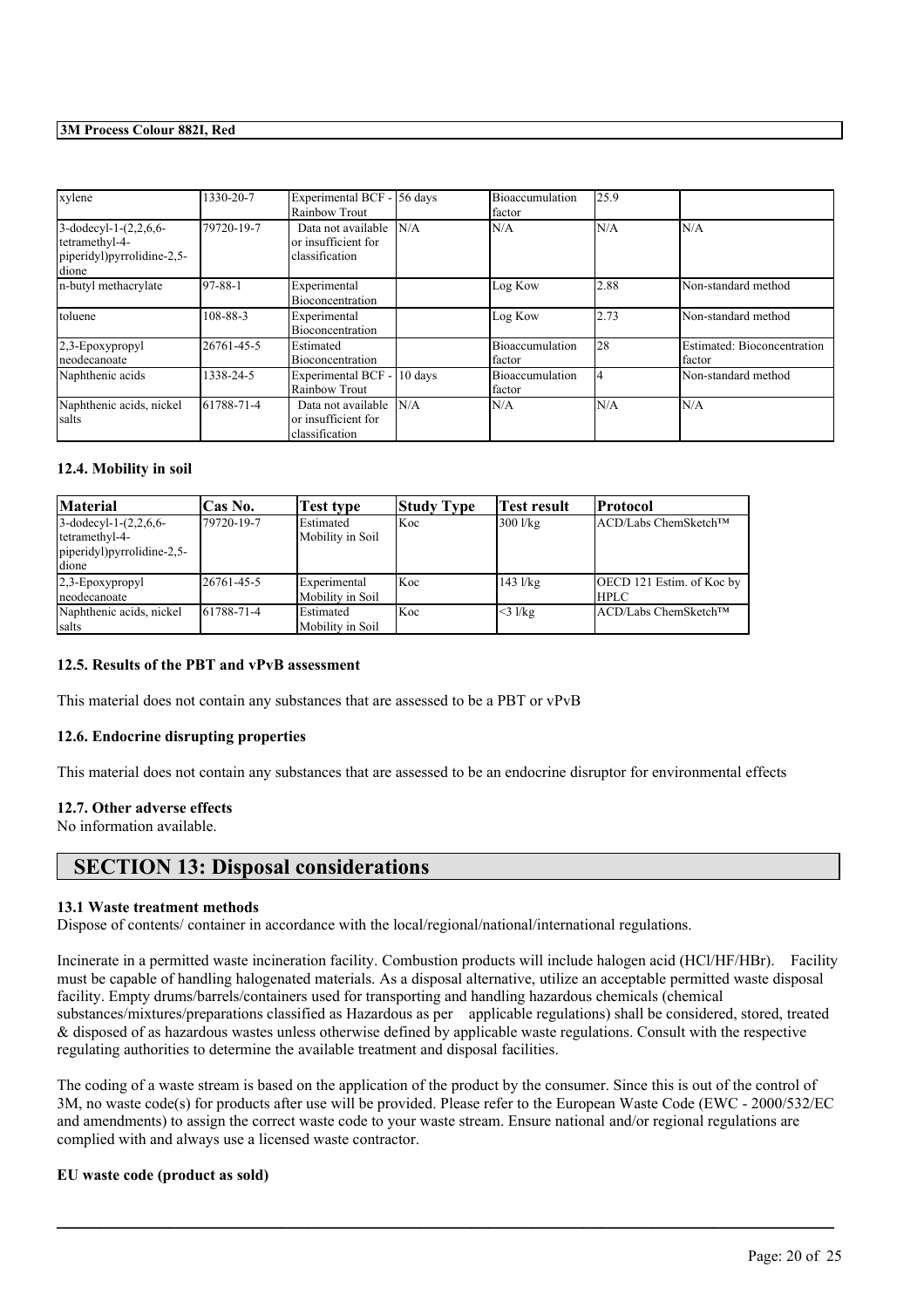| xylene | 1330-20-7 | Experimental BCF - Rainbow Trout | 56 days | Bioaccumulation factor | 25.9 | |
|---|---|---|---|---|---|---|
| 3-dodecyl-1-(2,2,6,6-tetramethyl-4-piperidyl)pyrrolidine-2,5-dione | 79720-19-7 | Data not available or insufficient for classification | N/A | N/A | N/A | N/A |
| n-butyl methacrylate | 97-88-1 | Experimental Bioconcentration | | Log Kow | 2.88 | Non-standard method |
| toluene | 108-88-3 | Experimental Bioconcentration | | Log Kow | 2.73 | Non-standard method |
| 2,3-Epoxypropyl neodecanoate | 26761-45-5 | Estimated Bioconcentration | | Bioaccumulation factor | 28 | Estimated: Bioconcentration factor |
| Naphthenic acids | 1338-24-5 | Experimental BCF - Rainbow Trout | 10 days | Bioaccumulation factor | 4 | Non-standard method |
| Naphthenic acids, nickel salts | 61788-71-4 | Data not available or insufficient for classification | N/A | N/A | N/A | N/A |

### 12.4. Mobility in soil

| Material | Cas No. | Test type | Study Type | Test result | Protocol |
|---|---|---|---|---|---|
| 3-dodecyl-1-(2,2,6,6-tetramethyl-4-piperidyl)pyrrolidine-2,5-dione | 79720-19-7 | Estimated Mobility in Soil | Koc | 300 l/kg | ACD/Labs ChemSketch™ |
| 2,3-Epoxypropyl neodecanoate | 26761-45-5 | Experimental Mobility in Soil | Koc | 143 l/kg | OECD 121 Estim. of Koc by HPLC |
| Naphthenic acids, nickel salts | 61788-71-4 | Estimated Mobility in Soil | Koc | <3 l/kg | ACD/Labs ChemSketch™ |

### 12.5. Results of the PBT and vPvB assessment

This material does not contain any substances that are assessed to be a PBT or vPvB

### 12.6. Endocrine disrupting properties

This material does not contain any substances that are assessed to be an endocrine disruptor for environmental effects

### 12.7. Other adverse effects

No information available.

## SECTION 13: Disposal considerations

### 13.1 Waste treatment methods

Dispose of contents/ container in accordance with the local/regional/national/international regulations.

Incinerate in a permitted waste incineration facility. Combustion products will include halogen acid (HCl/HF/HBr). Facility must be capable of handling halogenated materials. As a disposal alternative, utilize an acceptable permitted waste disposal facility. Empty drums/barrels/containers used for transporting and handling hazardous chemicals (chemical substances/mixtures/preparations classified as Hazardous as per applicable regulations) shall be considered, stored, treated & disposed of as hazardous wastes unless otherwise defined by applicable waste regulations. Consult with the respective regulating authorities to determine the available treatment and disposal facilities.

The coding of a waste stream is based on the application of the product by the consumer. Since this is out of the control of 3M, no waste code(s) for products after use will be provided. Please refer to the European Waste Code (EWC - 2000/532/EC and amendments) to assign the correct waste code to your waste stream. Ensure national and/or regional regulations are complied with and always use a licensed waste contractor.

**EU waste code (product as sold)**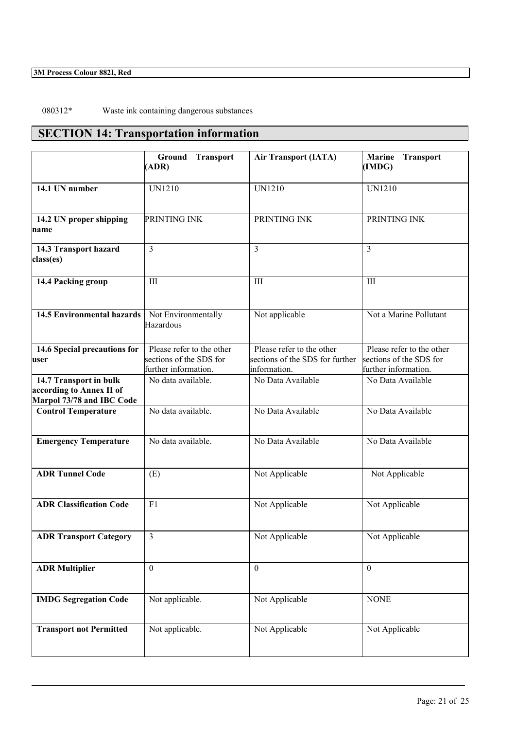080312* Waste ink containing dangerous substances

## SECTION 14: Transportation information

| | Ground Transport (ADR) | Air Transport (IATA) | Marine Transport (IMDG) |
|---|---|---|---|
| **14.1 UN number** | UN1210 | UN1210 | UN1210 |
| **14.2 UN proper shipping name** | PRINTING INK | PRINTING INK | PRINTING INK |
| **14.3 Transport hazard class(es)** | 3 | 3 | 3 |
| **14.4 Packing group** | III | III | III |
| **14.5 Environmental hazards** | Not Environmentally Hazardous | Not applicable | Not a Marine Pollutant |
| **14.6 Special precautions for user** | Please refer to the other sections of the SDS for further information. | Please refer to the other sections of the SDS for further information. | Please refer to the other sections of the SDS for further information. |
| **14.7 Transport in bulk according to Annex II of Marpol 73/78 and IBC Code** | No data available. | No Data Available | No Data Available |
| **Control Temperature** | No data available. | No Data Available | No Data Available |
| **Emergency Temperature** | No data available. | No Data Available | No Data Available |
| **ADR Tunnel Code** | (E) | Not Applicable | Not Applicable |
| **ADR Classification Code** | F1 | Not Applicable | Not Applicable |
| **ADR Transport Category** | 3 | Not Applicable | Not Applicable |
| **ADR Multiplier** | 0 | 0 | 0 |
| **IMDG Segregation Code** | Not applicable. | Not Applicable | NONE |
| **Transport not Permitted** | Not applicable. | Not Applicable | Not Applicable |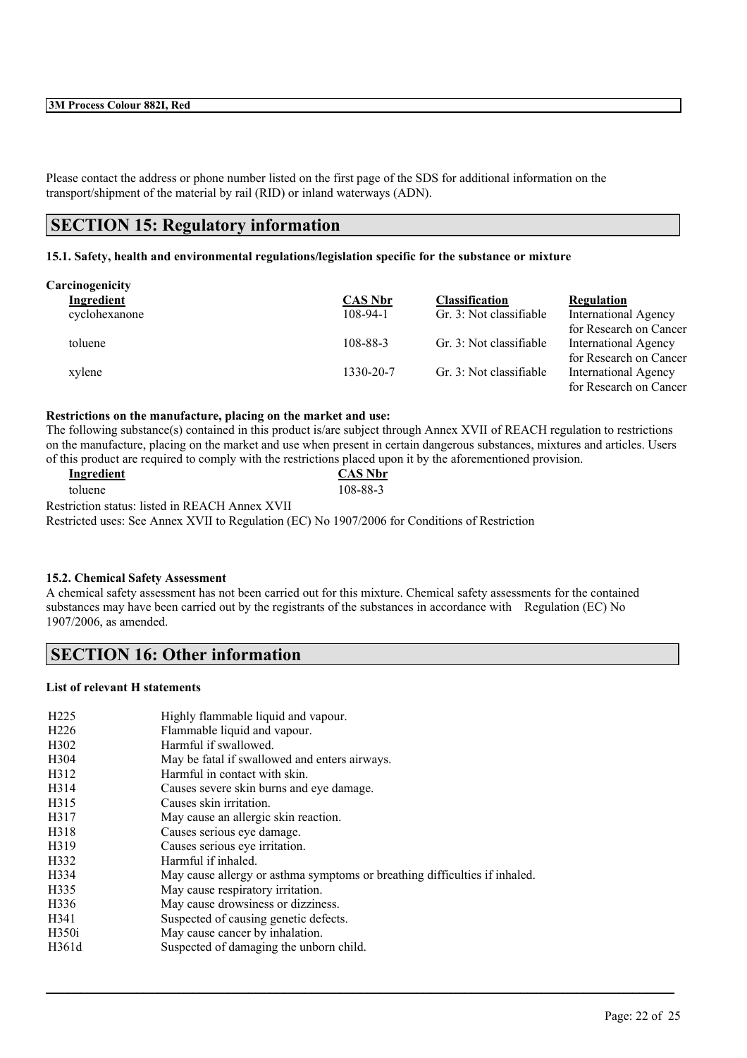Please contact the address or phone number listed on the first page of the SDS for additional information on the transport/shipment of the material by rail (RID) or inland waterways (ADN).

## SECTION 15: Regulatory information

**15.1. Safety, health and environmental regulations/legislation specific for the substance or mixture**

**Carcinogenicity**

| Ingredient | CAS Nbr | Classification | Regulation |
|---|---|---|---|
| cyclohexanone | 108-94-1 | Gr. 3: Not classifiable | International Agency for Research on Cancer |
| toluene | 108-88-3 | Gr. 3: Not classifiable | International Agency for Research on Cancer |
| xylene | 1330-20-7 | Gr. 3: Not classifiable | International Agency for Research on Cancer |

**Restrictions on the manufacture, placing on the market and use:**

The following substance(s) contained in this product is/are subject through Annex XVII of REACH regulation to restrictions on the manufacture, placing on the market and use when present in certain dangerous substances, mixtures and articles. Users of this product are required to comply with the restrictions placed upon it by the aforementioned provision.

| Ingredient | CAS Nbr |
|---|---|
| toluene | 108-88-3 |

Restriction status: listed in REACH Annex XVII

Restricted uses: See Annex XVII to Regulation (EC) No 1907/2006 for Conditions of Restriction

**15.2. Chemical Safety Assessment**

A chemical safety assessment has not been carried out for this mixture. Chemical safety assessments for the contained substances may have been carried out by the registrants of the substances in accordance with Regulation (EC) No 1907/2006, as amended.

## SECTION 16: Other information

**List of relevant H statements**

| | |
|---|---|
| H225 | Highly flammable liquid and vapour. |
| H226 | Flammable liquid and vapour. |
| H302 | Harmful if swallowed. |
| H304 | May be fatal if swallowed and enters airways. |
| H312 | Harmful in contact with skin. |
| H314 | Causes severe skin burns and eye damage. |
| H315 | Causes skin irritation. |
| H317 | May cause an allergic skin reaction. |
| H318 | Causes serious eye damage. |
| H319 | Causes serious eye irritation. |
| H332 | Harmful if inhaled. |
| H334 | May cause allergy or asthma symptoms or breathing difficulties if inhaled. |
| H335 | May cause respiratory irritation. |
| H336 | May cause drowsiness or dizziness. |
| H341 | Suspected of causing genetic defects. |
| H350i | May cause cancer by inhalation. |
| H361d | Suspected of damaging the unborn child. |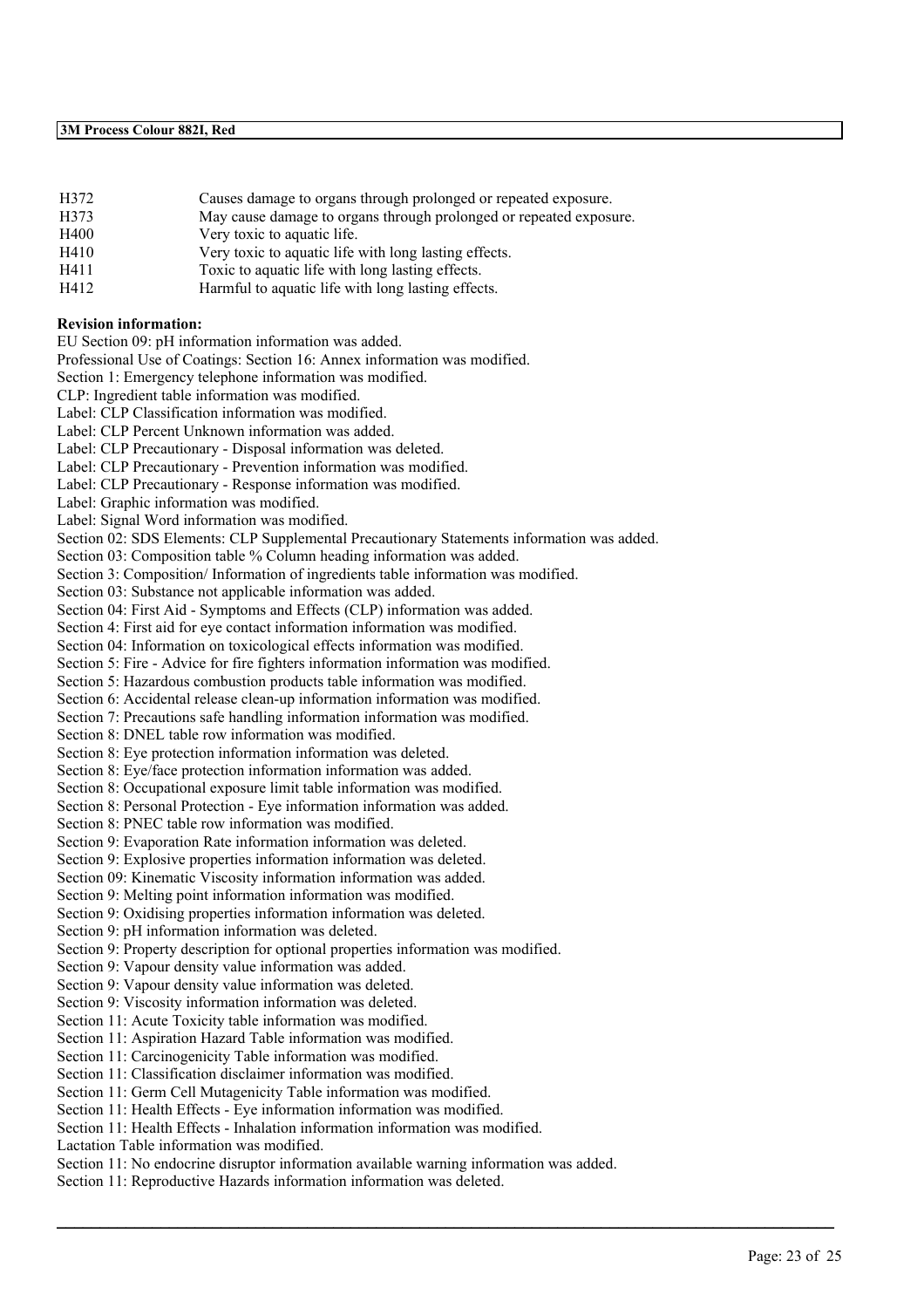| | |
|---|---|
| H372 | Causes damage to organs through prolonged or repeated exposure. |
| H373 | May cause damage to organs through prolonged or repeated exposure. |
| H400 | Very toxic to aquatic life. |
| H410 | Very toxic to aquatic life with long lasting effects. |
| H411 | Toxic to aquatic life with long lasting effects. |
| H412 | Harmful to aquatic life with long lasting effects. |

**Revision information:**

EU Section 09: pH information information was added.
Professional Use of Coatings: Section 16: Annex information was modified.
Section 1: Emergency telephone information was modified.
CLP: Ingredient table information was modified.
Label: CLP Classification information was modified.
Label: CLP Percent Unknown information was added.
Label: CLP Precautionary - Disposal information was deleted.
Label: CLP Precautionary - Prevention information was modified.
Label: CLP Precautionary - Response information was modified.
Label: Graphic information was modified.
Label: Signal Word information was modified.
Section 02: SDS Elements: CLP Supplemental Precautionary Statements information was added.
Section 03: Composition table % Column heading information was added.
Section 3: Composition/ Information of ingredients table information was modified.
Section 03: Substance not applicable information was added.
Section 04: First Aid - Symptoms and Effects (CLP) information was added.
Section 4: First aid for eye contact information information was modified.
Section 04: Information on toxicological effects information was modified.
Section 5: Fire - Advice for fire fighters information information was modified.
Section 5: Hazardous combustion products table information was modified.
Section 6: Accidental release clean-up information information was modified.
Section 7: Precautions safe handling information information was modified.
Section 8: DNEL table row information was modified.
Section 8: Eye protection information information was deleted.
Section 8: Eye/face protection information information was added.
Section 8: Occupational exposure limit table information was modified.
Section 8: Personal Protection - Eye information information was added.
Section 8: PNEC table row information was modified.
Section 9: Evaporation Rate information information was deleted.
Section 9: Explosive properties information information was deleted.
Section 09: Kinematic Viscosity information information was added.
Section 9: Melting point information information was modified.
Section 9: Oxidising properties information information was deleted.
Section 9: pH information information was deleted.
Section 9: Property description for optional properties information was modified.
Section 9: Vapour density value information was added.
Section 9: Vapour density value information was deleted.
Section 9: Viscosity information information was deleted.
Section 11: Acute Toxicity table information was modified.
Section 11: Aspiration Hazard Table information was modified.
Section 11: Carcinogenicity Table information was modified.
Section 11: Classification disclaimer information was modified.
Section 11: Germ Cell Mutagenicity Table information was modified.
Section 11: Health Effects - Eye information information was modified.
Section 11: Health Effects - Inhalation information information was modified.
Lactation Table information was modified.
Section 11: No endocrine disruptor information available warning information was added.
Section 11: Reproductive Hazards information information was deleted.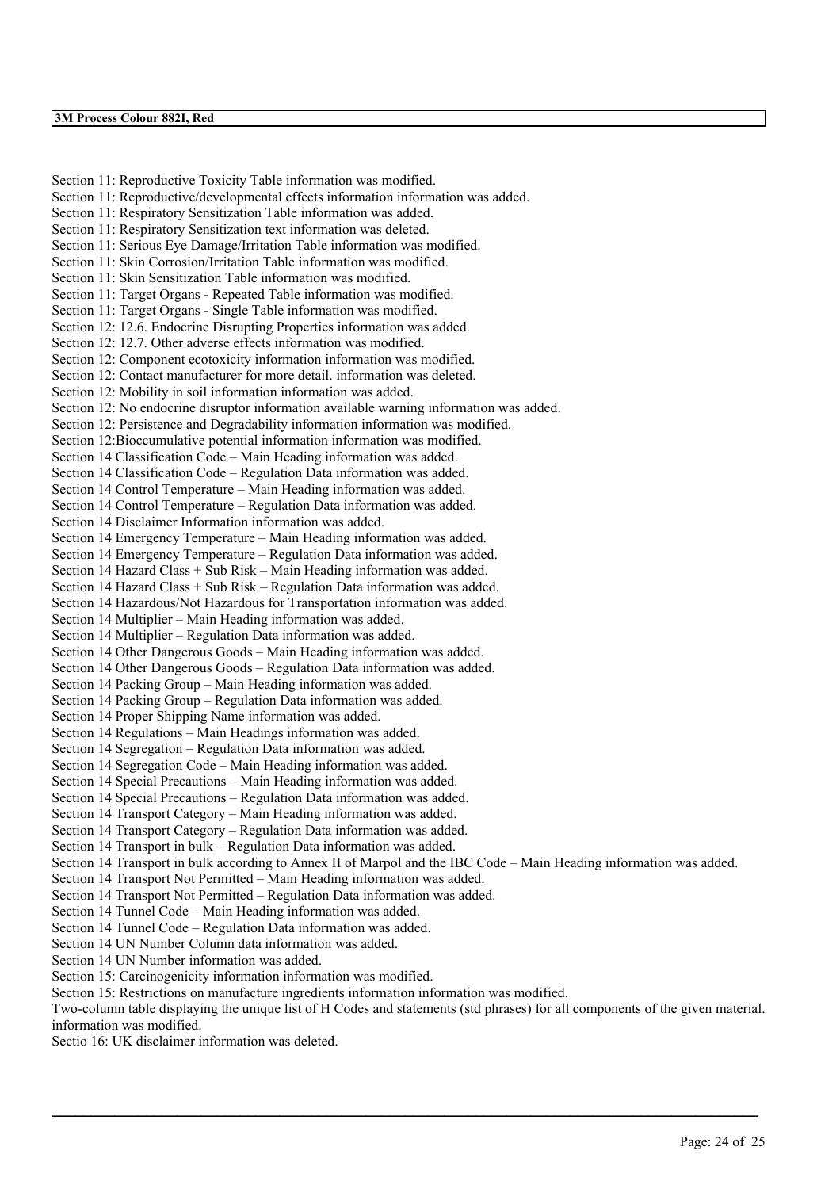Section 11: Reproductive Toxicity Table information was modified.
Section 11: Reproductive/developmental effects information information was added.
Section 11: Respiratory Sensitization Table information was added.
Section 11: Respiratory Sensitization text information was deleted.
Section 11: Serious Eye Damage/Irritation Table information was modified.
Section 11: Skin Corrosion/Irritation Table information was modified.
Section 11: Skin Sensitization Table information was modified.
Section 11: Target Organs - Repeated Table information was modified.
Section 11: Target Organs - Single Table information was modified.
Section 12: 12.6. Endocrine Disrupting Properties information was added.
Section 12: 12.7. Other adverse effects information was modified.
Section 12: Component ecotoxicity information information was modified.
Section 12: Contact manufacturer for more detail. information was deleted.
Section 12: Mobility in soil information information was added.
Section 12: No endocrine disruptor information available warning information was added.
Section 12: Persistence and Degradability information information was modified.
Section 12:Bioccumulative potential information information was modified.
Section 14 Classification Code – Main Heading information was added.
Section 14 Classification Code – Regulation Data information was added.
Section 14 Control Temperature – Main Heading information was added.
Section 14 Control Temperature – Regulation Data information was added.
Section 14 Disclaimer Information information was added.
Section 14 Emergency Temperature – Main Heading information was added.
Section 14 Emergency Temperature – Regulation Data information was added.
Section 14 Hazard Class + Sub Risk – Main Heading information was added.
Section 14 Hazard Class + Sub Risk – Regulation Data information was added.
Section 14 Hazardous/Not Hazardous for Transportation information was added.
Section 14 Multiplier – Main Heading information was added.
Section 14 Multiplier – Regulation Data information was added.
Section 14 Other Dangerous Goods – Main Heading information was added.
Section 14 Other Dangerous Goods – Regulation Data information was added.
Section 14 Packing Group – Main Heading information was added.
Section 14 Packing Group – Regulation Data information was added.
Section 14 Proper Shipping Name information was added.
Section 14 Regulations – Main Headings information was added.
Section 14 Segregation – Regulation Data information was added.
Section 14 Segregation Code – Main Heading information was added.
Section 14 Special Precautions – Main Heading information was added.
Section 14 Special Precautions – Regulation Data information was added.
Section 14 Transport Category – Main Heading information was added.
Section 14 Transport Category – Regulation Data information was added.
Section 14 Transport in bulk – Regulation Data information was added.
Section 14 Transport in bulk according to Annex II of Marpol and the IBC Code – Main Heading information was added.
Section 14 Transport Not Permitted – Main Heading information was added.
Section 14 Transport Not Permitted – Regulation Data information was added.
Section 14 Tunnel Code – Main Heading information was added.
Section 14 Tunnel Code – Regulation Data information was added.
Section 14 UN Number Column data information was added.
Section 14 UN Number information was added.
Section 15: Carcinogenicity information information was modified.
Section 15: Restrictions on manufacture ingredients information information was modified.
Two-column table displaying the unique list of H Codes and statements (std phrases) for all components of the given material. information was modified.
Sectio 16: UK disclaimer information was deleted.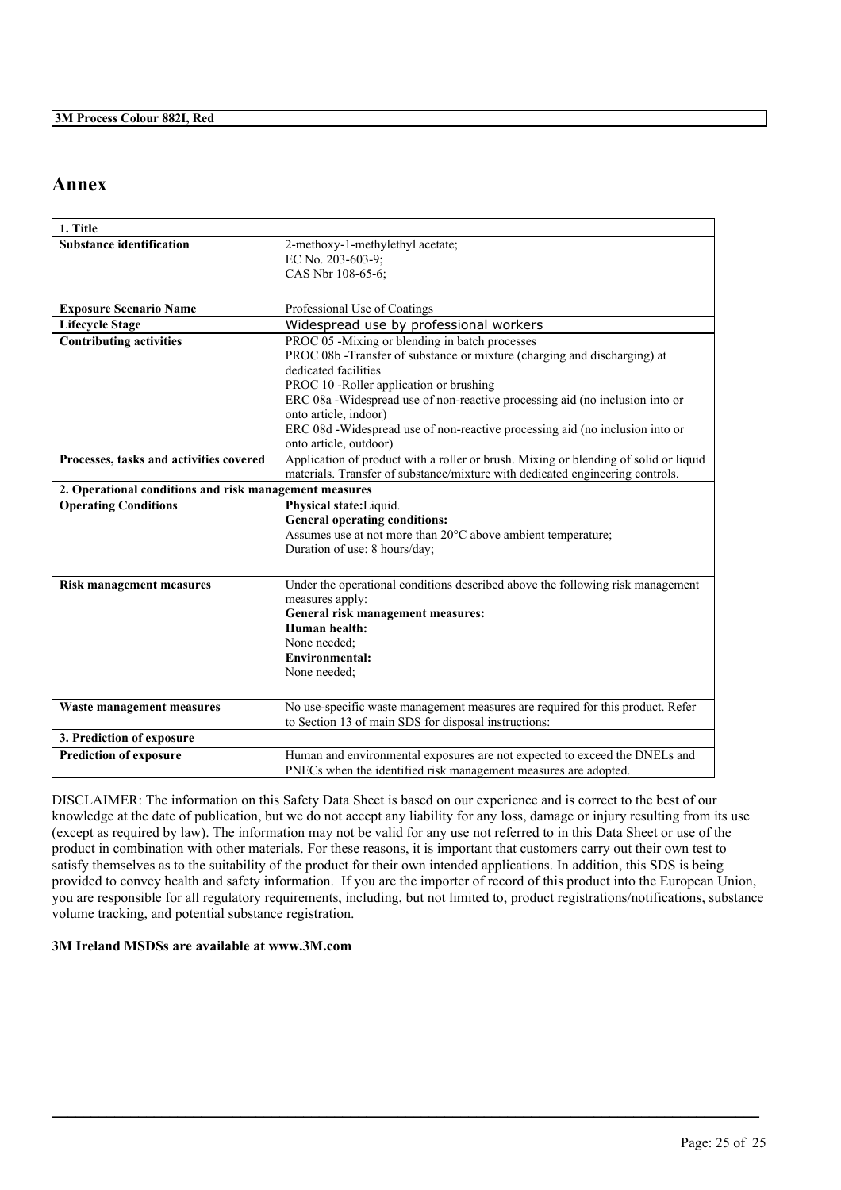# Annex

| 1. Title | |
|---|---|
| **Substance identification** | 2-methoxy-1-methylethyl acetate;<br>EC No. 203-603-9;<br>CAS Nbr 108-65-6; |
| **Exposure Scenario Name** | Professional Use of Coatings |
| **Lifecycle Stage** | Widespread use by professional workers |
| **Contributing activities** | PROC 05 -Mixing or blending in batch processes<br>PROC 08b -Transfer of substance or mixture (charging and discharging) at dedicated facilities<br>PROC 10 -Roller application or brushing<br>ERC 08a -Widespread use of non-reactive processing aid (no inclusion into or onto article, indoor)<br>ERC 08d -Widespread use of non-reactive processing aid (no inclusion into or onto article, outdoor) |
| **Processes, tasks and activities covered** | Application of product with a roller or brush. Mixing or blending of solid or liquid materials. Transfer of substance/mixture with dedicated engineering controls. |
| **2. Operational conditions and risk management measures** | |
| **Operating Conditions** | **Physical state:**Liquid.<br>**General operating conditions:**<br>Assumes use at not more than 20°C above ambient temperature;<br>Duration of use: 8 hours/day; |
| **Risk management measures** | Under the operational conditions described above the following risk management measures apply:<br>**General risk management measures:**<br>**Human health:**<br>None needed;<br>**Environmental:**<br>None needed; |
| **Waste management measures** | No use-specific waste management measures are required for this product. Refer to Section 13 of main SDS for disposal instructions: |
| **3. Prediction of exposure** | |
| **Prediction of exposure** | Human and environmental exposures are not expected to exceed the DNELs and PNECs when the identified risk management measures are adopted. |

DISCLAIMER: The information on this Safety Data Sheet is based on our experience and is correct to the best of our knowledge at the date of publication, but we do not accept any liability for any loss, damage or injury resulting from its use (except as required by law). The information may not be valid for any use not referred to in this Data Sheet or use of the product in combination with other materials. For these reasons, it is important that customers carry out their own test to satisfy themselves as to the suitability of the product for their own intended applications. In addition, this SDS is being provided to convey health and safety information. If you are the importer of record of this product into the European Union, you are responsible for all regulatory requirements, including, but not limited to, product registrations/notifications, substance volume tracking, and potential substance registration.

**3M Ireland MSDSs are available at www.3M.com**